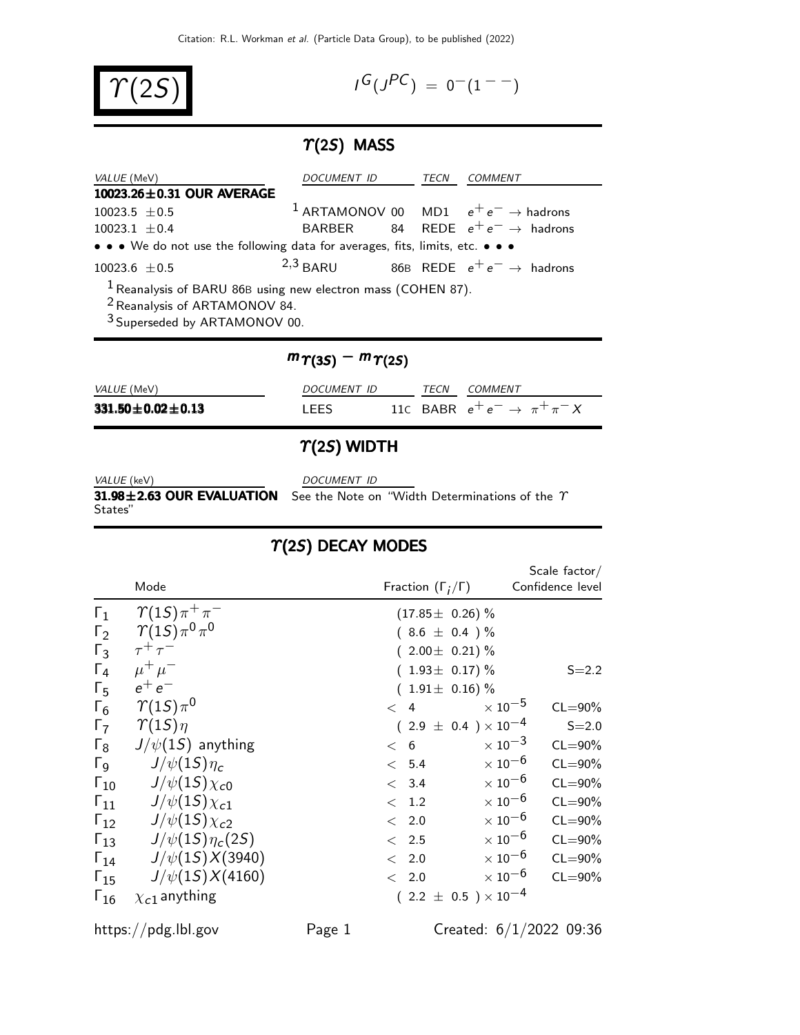# $\Upsilon(2S)$

$I^G(J^{PC}) = 0^-(1^{--})$

## $\Upsilon(2S)$ MASS

| VALUE (MeV) | DOCUMENT ID | | TECN | COMMENT |
|---|---|---|---|---|
| **10023.26±0.31 OUR AVERAGE** | | | | |
| 10023.5 ±0.5 | [1] ARTAMONOV | 00 | MD1 | $e^+e^- \to$ hadrons |
| 10023.1 ±0.4 | BARBER | 84 | REDE | $e^+e^- \to$ hadrons |
| • • • We do not use the following data for averages, fits, limits, etc. • • • | | | | |
| 10023.6 ±0.5 | [2,3] BARU | 86B | REDE | $e^+e^- \to$ hadrons |

[1] Reanalysis of BARU 86B using new electron mass (COHEN 87).
[2] Reanalysis of ARTAMONOV 84.
[3] Superseded by ARTAMONOV 00.

## $m_{\Upsilon(3S)} - m_{\Upsilon(2S)}$

| VALUE (MeV) | DOCUMENT ID | | TECN | COMMENT |
|---|---|---|---|---|
| **331.50±0.02±0.13** | LEES | 11C | BABR | $e^+e^- \to \pi^+\pi^- X$ |

## $\Upsilon(2S)$ WIDTH

| VALUE (keV) | DOCUMENT ID |
|---|---|
| **31.98±2.63 OUR EVALUATION** | See the Note on "Width Determinations of the $\Upsilon$ States" |

## $\Upsilon(2S)$ DECAY MODES

| | Mode | Fraction ($\Gamma_i/\Gamma$) | Scale factor/ Confidence level |
|---|---|---|---|
| $\Gamma_1$ | $\Upsilon(1S)\pi^+\pi^-$ | (17.85± 0.26) % | |
| $\Gamma_2$ | $\Upsilon(1S)\pi^0\pi^0$ | ( 8.6 ± 0.4 ) % | |
| $\Gamma_3$ | $\tau^+\tau^-$ | ( 2.00± 0.21) % | |
| $\Gamma_4$ | $\mu^+\mu^-$ | ( 1.93± 0.17) % | S=2.2 |
| $\Gamma_5$ | $e^+e^-$ | ( 1.91± 0.16) % | |
| $\Gamma_6$ | $\Upsilon(1S)\pi^0$ | $< 4 \times 10^{-5}$ | CL=90% |
| $\Gamma_7$ | $\Upsilon(1S)\eta$ | $( 2.9 \pm 0.4 ) \times 10^{-4}$ | S=2.0 |
| $\Gamma_8$ | $J/\psi(1S)$ anything | $< 6 \times 10^{-3}$ | CL=90% |
| $\Gamma_9$ | $J/\psi(1S)\eta_c$ | $< 5.4 \times 10^{-6}$ | CL=90% |
| $\Gamma_{10}$ | $J/\psi(1S)\chi_{c0}$ | $< 3.4 \times 10^{-6}$ | CL=90% |
| $\Gamma_{11}$ | $J/\psi(1S)\chi_{c1}$ | $< 1.2 \times 10^{-6}$ | CL=90% |
| $\Gamma_{12}$ | $J/\psi(1S)\chi_{c2}$ | $< 2.0 \times 10^{-6}$ | CL=90% |
| $\Gamma_{13}$ | $J/\psi(1S)\eta_c(2S)$ | $< 2.5 \times 10^{-6}$ | CL=90% |
| $\Gamma_{14}$ | $J/\psi(1S)X(3940)$ | $< 2.0 \times 10^{-6}$ | CL=90% |
| $\Gamma_{15}$ | $J/\psi(1S)X(4160)$ | $< 2.0 \times 10^{-6}$ | CL=90% |
| $\Gamma_{16}$ | $\chi_{c1}$ anything | $( 2.2 \pm 0.5 ) \times 10^{-4}$ | |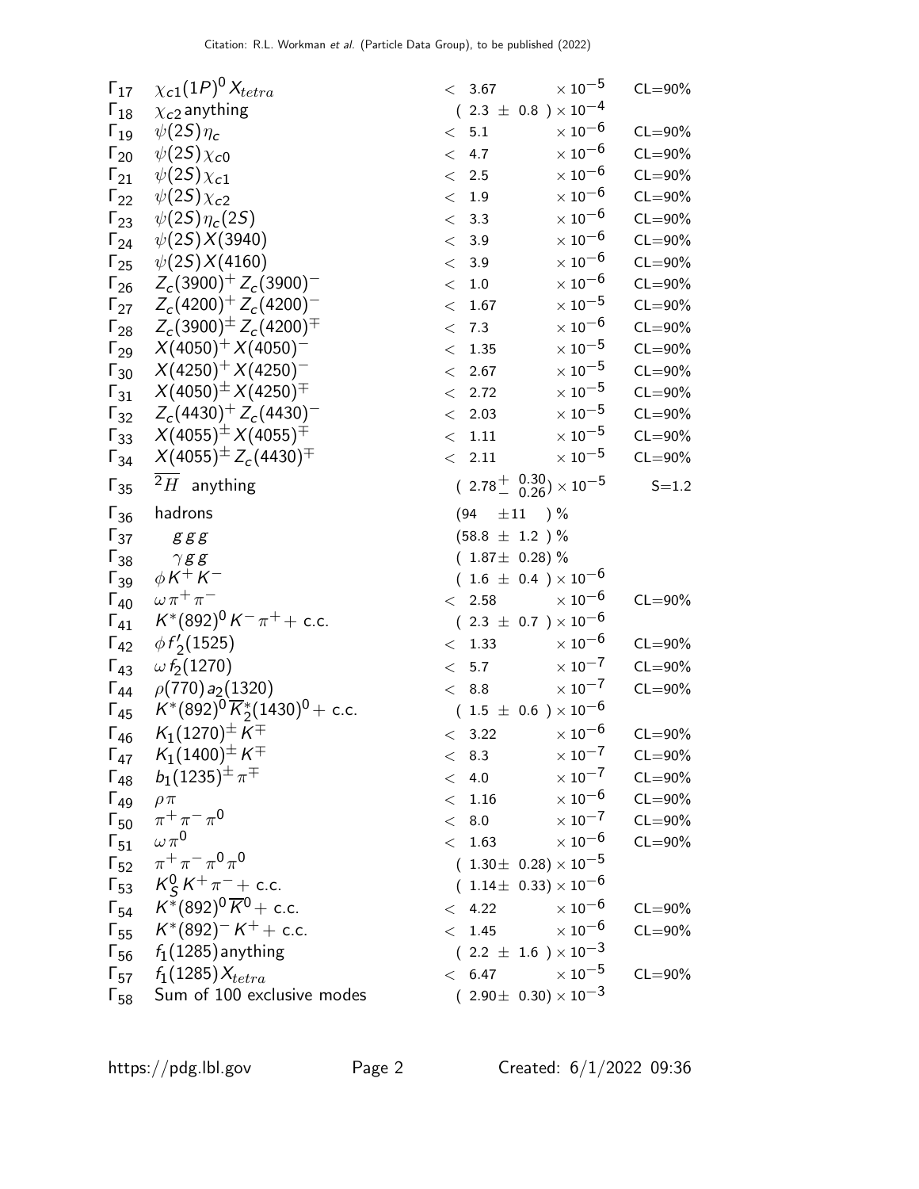| | Mode | Fraction ($\Gamma_i/\Gamma$) | Confidence level |
|---|---|---|---|
| $\Gamma_{17}$ | $\chi_{c1}(1P)^0 X_{tetra}$ | $< 3.67 \times 10^{-5}$ | CL=90% |
| $\Gamma_{18}$ | $\chi_{c2}$ anything | $(2.3 \pm 0.8) \times 10^{-4}$ | |
| $\Gamma_{19}$ | $\psi(2S)\eta_c$ | $< 5.1 \times 10^{-6}$ | CL=90% |
| $\Gamma_{20}$ | $\psi(2S)\chi_{c0}$ | $< 4.7 \times 10^{-6}$ | CL=90% |
| $\Gamma_{21}$ | $\psi(2S)\chi_{c1}$ | $< 2.5 \times 10^{-6}$ | CL=90% |
| $\Gamma_{22}$ | $\psi(2S)\chi_{c2}$ | $< 1.9 \times 10^{-6}$ | CL=90% |
| $\Gamma_{23}$ | $\psi(2S)\eta_c(2S)$ | $< 3.3 \times 10^{-6}$ | CL=90% |
| $\Gamma_{24}$ | $\psi(2S)X(3940)$ | $< 3.9 \times 10^{-6}$ | CL=90% |
| $\Gamma_{25}$ | $\psi(2S)X(4160)$ | $< 3.9 \times 10^{-6}$ | CL=90% |
| $\Gamma_{26}$ | $Z_c(3900)^+ Z_c(3900)^-$ | $< 1.0 \times 10^{-6}$ | CL=90% |
| $\Gamma_{27}$ | $Z_c(4200)^+ Z_c(4200)^-$ | $< 1.67 \times 10^{-5}$ | CL=90% |
| $\Gamma_{28}$ | $Z_c(3900)^\pm Z_c(4200)^\mp$ | $< 7.3 \times 10^{-6}$ | CL=90% |
| $\Gamma_{29}$ | $X(4050)^+ X(4050)^-$ | $< 1.35 \times 10^{-5}$ | CL=90% |
| $\Gamma_{30}$ | $X(4250)^+ X(4250)^-$ | $< 2.67 \times 10^{-5}$ | CL=90% |
| $\Gamma_{31}$ | $X(4050)^\pm X(4250)^\mp$ | $< 2.72 \times 10^{-5}$ | CL=90% |
| $\Gamma_{32}$ | $Z_c(4430)^+ Z_c(4430)^-$ | $< 2.03 \times 10^{-5}$ | CL=90% |
| $\Gamma_{33}$ | $X(4055)^\pm X(4055)^\mp$ | $< 1.11 \times 10^{-5}$ | CL=90% |
| $\Gamma_{34}$ | $X(4055)^\pm Z_c(4430)^\mp$ | $< 2.11 \times 10^{-5}$ | CL=90% |
| $\Gamma_{35}$ | $\overline{^2H}$ anything | $(2.78^{+0.30}_{-0.26}) \times 10^{-5}$ | S=1.2 |
| $\Gamma_{36}$ | hadrons | $(94 \pm 11)$ % | |
| $\Gamma_{37}$ | $ggg$ | $(58.8 \pm 1.2)$ % | |
| $\Gamma_{38}$ | $\gamma gg$ | $(1.87 \pm 0.28)$ % | |
| $\Gamma_{39}$ | $\phi K^+ K^-$ | $(1.6 \pm 0.4) \times 10^{-6}$ | |
| $\Gamma_{40}$ | $\omega \pi^+ \pi^-$ | $< 2.58 \times 10^{-6}$ | CL=90% |
| $\Gamma_{41}$ | $K^*(892)^0 K^- \pi^+ +$ c.c. | $(2.3 \pm 0.7) \times 10^{-6}$ | |
| $\Gamma_{42}$ | $\phi f'_2(1525)$ | $< 1.33 \times 10^{-6}$ | CL=90% |
| $\Gamma_{43}$ | $\omega f_2(1270)$ | $< 5.7 \times 10^{-7}$ | CL=90% |
| $\Gamma_{44}$ | $\rho(770) a_2(1320)$ | $< 8.8 \times 10^{-7}$ | CL=90% |
| $\Gamma_{45}$ | $K^*(892)^0 \overline{K}^*_2(1430)^0 +$ c.c. | $(1.5 \pm 0.6) \times 10^{-6}$ | |
| $\Gamma_{46}$ | $K_1(1270)^\pm K^\mp$ | $< 3.22 \times 10^{-6}$ | CL=90% |
| $\Gamma_{47}$ | $K_1(1400)^\pm K^\mp$ | $< 8.3 \times 10^{-7}$ | CL=90% |
| $\Gamma_{48}$ | $b_1(1235)^\pm \pi^\mp$ | $< 4.0 \times 10^{-7}$ | CL=90% |
| $\Gamma_{49}$ | $\rho\pi$ | $< 1.16 \times 10^{-6}$ | CL=90% |
| $\Gamma_{50}$ | $\pi^+\pi^-\pi^0$ | $< 8.0 \times 10^{-7}$ | CL=90% |
| $\Gamma_{51}$ | $\omega\pi^0$ | $< 1.63 \times 10^{-6}$ | CL=90% |
| $\Gamma_{52}$ | $\pi^+\pi^-\pi^0\pi^0$ | $(1.30 \pm 0.28) \times 10^{-5}$ | |
| $\Gamma_{53}$ | $K^0_S K^+ \pi^- +$ c.c. | $(1.14 \pm 0.33) \times 10^{-6}$ | |
| $\Gamma_{54}$ | $K^*(892)^0 \overline{K}^0 +$ c.c. | $< 4.22 \times 10^{-6}$ | CL=90% |
| $\Gamma_{55}$ | $K^*(892)^- K^+ +$ c.c. | $< 1.45 \times 10^{-6}$ | CL=90% |
| $\Gamma_{56}$ | $f_1(1285)$ anything | $(2.2 \pm 1.6) \times 10^{-3}$ | |
| $\Gamma_{57}$ | $f_1(1285) X_{tetra}$ | $< 6.47 \times 10^{-5}$ | CL=90% |
| $\Gamma_{58}$ | Sum of 100 exclusive modes | $(2.90 \pm 0.30) \times 10^{-3}$ | |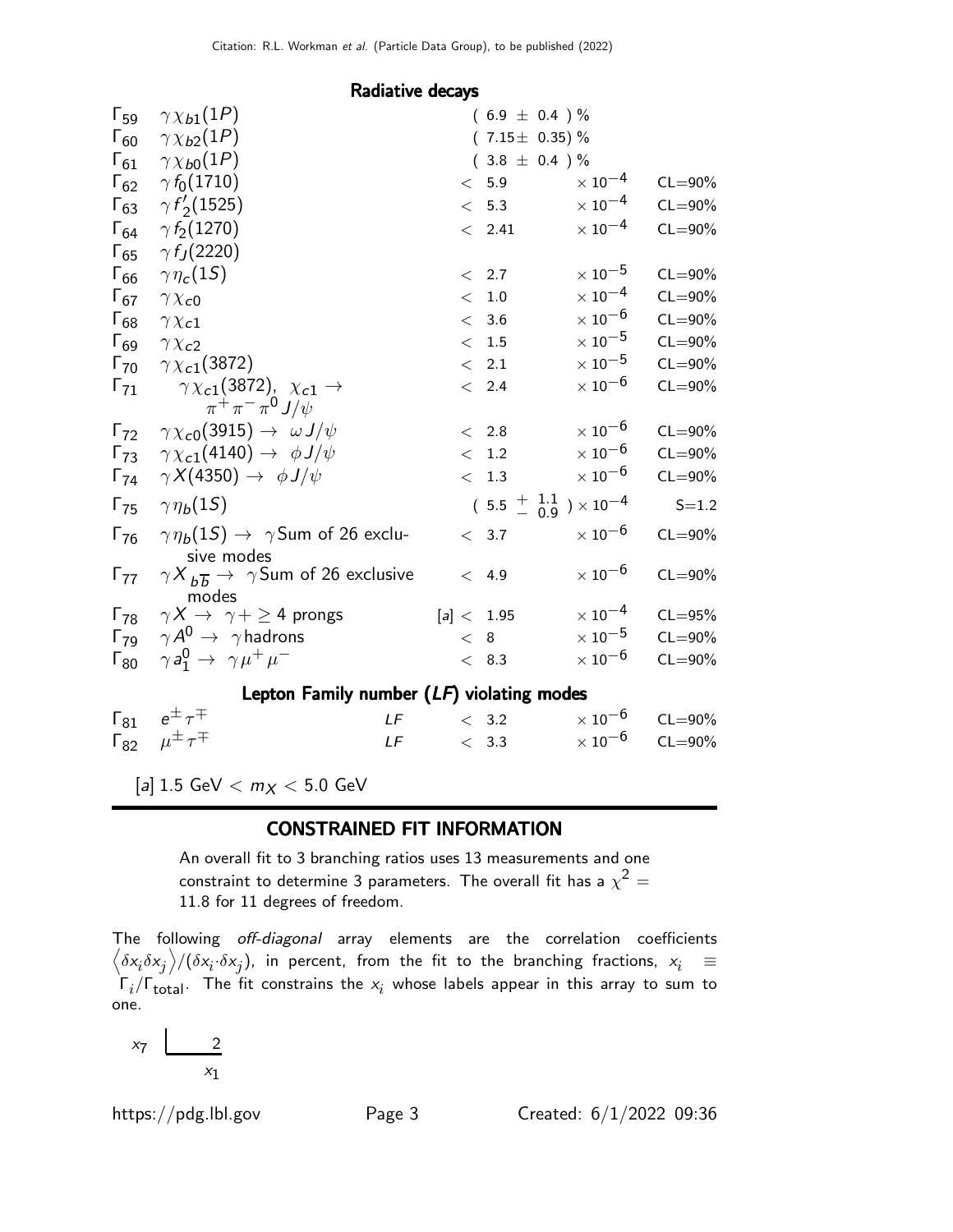## Radiative decays

| | Mode | | Fraction ($\Gamma_i/\Gamma$) | | Confidence level |
|---|---|---|---|---|---|
| $\Gamma_{59}$ | $\gamma \chi_{b1}(1P)$ | | $(6.9 \pm 0.4)\,\%$ | | |
| $\Gamma_{60}$ | $\gamma \chi_{b2}(1P)$ | | $(7.15 \pm 0.35)\,\%$ | | |
| $\Gamma_{61}$ | $\gamma \chi_{b0}(1P)$ | | $(3.8 \pm 0.4)\,\%$ | | |
| $\Gamma_{62}$ | $\gamma f_0(1710)$ | | $< 5.9$ | $\times 10^{-4}$ | CL=90% |
| $\Gamma_{63}$ | $\gamma f'_2(1525)$ | | $< 5.3$ | $\times 10^{-4}$ | CL=90% |
| $\Gamma_{64}$ | $\gamma f_2(1270)$ | | $< 2.41$ | $\times 10^{-4}$ | CL=90% |
| $\Gamma_{65}$ | $\gamma f_J(2220)$ | | | | |
| $\Gamma_{66}$ | $\gamma \eta_c(1S)$ | | $< 2.7$ | $\times 10^{-5}$ | CL=90% |
| $\Gamma_{67}$ | $\gamma \chi_{c0}$ | | $< 1.0$ | $\times 10^{-4}$ | CL=90% |
| $\Gamma_{68}$ | $\gamma \chi_{c1}$ | | $< 3.6$ | $\times 10^{-6}$ | CL=90% |
| $\Gamma_{69}$ | $\gamma \chi_{c2}$ | | $< 1.5$ | $\times 10^{-5}$ | CL=90% |
| $\Gamma_{70}$ | $\gamma \chi_{c1}(3872)$ | | $< 2.1$ | $\times 10^{-5}$ | CL=90% |
| $\Gamma_{71}$ | $\gamma \chi_{c1}(3872)$, $\chi_{c1} \to \pi^+\pi^-\pi^0 J/\psi$ | | $< 2.4$ | $\times 10^{-6}$ | CL=90% |
| $\Gamma_{72}$ | $\gamma \chi_{c0}(3915) \to \omega J/\psi$ | | $< 2.8$ | $\times 10^{-6}$ | CL=90% |
| $\Gamma_{73}$ | $\gamma \chi_{c1}(4140) \to \phi J/\psi$ | | $< 1.2$ | $\times 10^{-6}$ | CL=90% |
| $\Gamma_{74}$ | $\gamma X(4350) \to \phi J/\psi$ | | $< 1.3$ | $\times 10^{-6}$ | CL=90% |
| $\Gamma_{75}$ | $\gamma \eta_b(1S)$ | | $(5.5\ {}^{+\ 1.1}_{-\ 0.9}) \times 10^{-4}$ | | S=1.2 |
| $\Gamma_{76}$ | $\gamma \eta_b(1S) \to \gamma$ Sum of 26 exclusive modes | | $< 3.7$ | $\times 10^{-6}$ | CL=90% |
| $\Gamma_{77}$ | $\gamma X_{b\overline{b}} \to \gamma$ Sum of 26 exclusive modes | | $< 4.9$ | $\times 10^{-6}$ | CL=90% |
| $\Gamma_{78}$ | $\gamma X \to \gamma + \geq 4$ prongs | | [a] $< 1.95$ | $\times 10^{-4}$ | CL=95% |
| $\Gamma_{79}$ | $\gamma A^0 \to \gamma$ hadrons | | $< 8$ | $\times 10^{-5}$ | CL=90% |
| $\Gamma_{80}$ | $\gamma a_1^0 \to \gamma \mu^+\mu^-$ | | $< 8.3$ | $\times 10^{-6}$ | CL=90% |

## Lepton Family number (*LF*) violating modes

| | Mode | | Fraction ($\Gamma_i/\Gamma$) | | Confidence level |
|---|---|---|---|---|---|
| $\Gamma_{81}$ | $e^\pm \tau^\mp$ | *LF* | $< 3.2$ | $\times 10^{-6}$ | CL=90% |
| $\Gamma_{82}$ | $\mu^\pm \tau^\mp$ | *LF* | $< 3.3$ | $\times 10^{-6}$ | CL=90% |

[a] 1.5 GeV $< m_X <$ 5.0 GeV

## CONSTRAINED FIT INFORMATION

An overall fit to 3 branching ratios uses 13 measurements and one constraint to determine 3 parameters. The overall fit has a $\chi^2 =$ 11.8 for 11 degrees of freedom.

The following *off-diagonal* array elements are the correlation coefficients $\left\langle \delta x_i \delta x_j \right\rangle / (\delta x_i \cdot \delta x_j)$, in percent, from the fit to the branching fractions, $x_i \equiv \Gamma_i/\Gamma_{\text{total}}$. The fit constrains the $x_i$ whose labels appear in this array to sum to one.

| | |
|---|---|
| $x_7$ | 2 |
| | $x_1$ |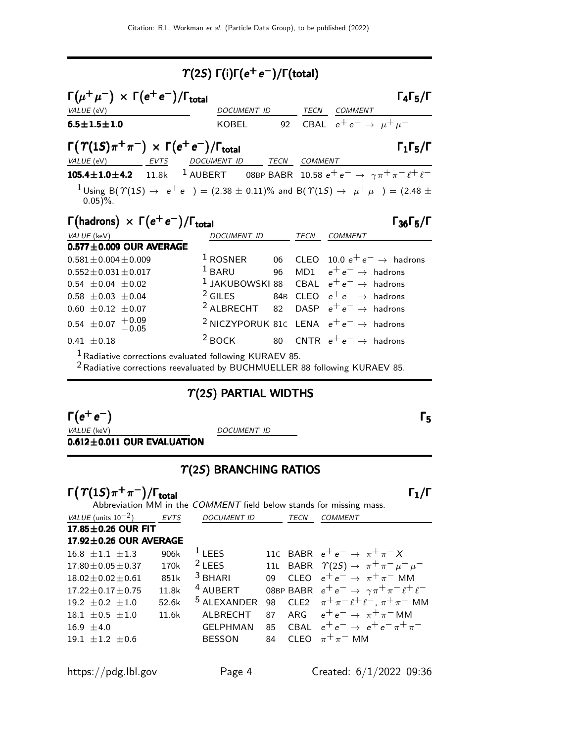## $\Upsilon(2S)$ $\Gamma(i)\Gamma(e^+e^-)/\Gamma(\text{total})$

### $\Gamma(\mu^+\mu^-) \times \Gamma(e^+e^-)/\Gamma_{\text{total}}$ — $\Gamma_4\Gamma_5/\Gamma$

| VALUE (eV) | DOCUMENT ID | | TECN | COMMENT |
|---|---|---|---|---|
| **$6.5\pm1.5\pm1.0$** | KOBEL | 92 | CBAL | $e^+e^- \to \mu^+\mu^-$ |

### $\Gamma(\Upsilon(1S)\pi^+\pi^-) \times \Gamma(e^+e^-)/\Gamma_{\text{total}}$ — $\Gamma_1\Gamma_5/\Gamma$

| VALUE (eV) | EVTS | DOCUMENT ID | | TECN | COMMENT |
|---|---|---|---|---|---|
| **$105.4\pm1.0\pm4.2$** | 11.8k | [1] AUBERT | 08BP | BABR | $10.58\ e^+e^- \to \gamma\pi^+\pi^-\ell^+\ell^-$ |

[1] Using B($\Upsilon(1S) \to e^+e^-$) = $(2.38 \pm 0.11)$% and B($\Upsilon(1S) \to \mu^+\mu^-$) = $(2.48 \pm 0.05)$%.

### $\Gamma(\text{hadrons}) \times \Gamma(e^+e^-)/\Gamma_{\text{total}}$ — $\Gamma_{36}\Gamma_5/\Gamma$

| VALUE (keV) | DOCUMENT ID | | TECN | COMMENT |
|---|---|---|---|---|
| **$0.577\pm0.009$ OUR AVERAGE** | | | | |
| $0.581\pm0.004\pm0.009$ | [1] ROSNER | 06 | CLEO | $10.0\ e^+e^- \to$ hadrons |
| $0.552\pm0.031\pm0.017$ | [1] BARU | 96 | MD1 | $e^+e^- \to$ hadrons |
| $0.54\ \pm0.04\ \pm0.02$ | [1] JAKUBOWSKI | 88 | CBAL | $e^+e^- \to$ hadrons |
| $0.58\ \pm0.03\ \pm0.04$ | [2] GILES | 84B | CLEO | $e^+e^- \to$ hadrons |
| $0.60\ \pm0.12\ \pm0.07$ | [2] ALBRECHT | 82 | DASP | $e^+e^- \to$ hadrons |
| $0.54\ \pm0.07\ ^{+0.09}_{-0.05}$ | [2] NICZYPORUK | 81C | LENA | $e^+e^- \to$ hadrons |
| $0.41\ \pm0.18$ | [2] BOCK | 80 | CNTR | $e^+e^- \to$ hadrons |

[1] Radiative corrections evaluated following KURAEV 85.

[2] Radiative corrections reevaluated by BUCHMUELLER 88 following KURAEV 85.

## $\Upsilon(2S)$ PARTIAL WIDTHS

### $\Gamma(e^+e^-)$ — $\Gamma_5$

| VALUE (keV) | DOCUMENT ID |
|---|---|
| **$0.612\pm0.011$ OUR EVALUATION** | |

## $\Upsilon(2S)$ BRANCHING RATIOS

### $\Gamma(\Upsilon(1S)\pi^+\pi^-)/\Gamma_{\text{total}}$ — $\Gamma_1/\Gamma$

Abbreviation MM in the *COMMENT* field below stands for missing mass.

| VALUE (units $10^{-2}$) | EVTS | DOCUMENT ID | | TECN | COMMENT |
|---|---|---|---|---|---|
| **$17.85\pm0.26$ OUR FIT** | | | | | |
| **$17.92\pm0.26$ OUR AVERAGE** | | | | | |
| $16.8\ \pm1.1\ \pm1.3$ | 906k | [1] LEES | 11C | BABR | $e^+e^- \to \pi^+\pi^- X$ |
| $17.80\pm0.05\pm0.37$ | 170k | [2] LEES | 11L | BABR | $\Upsilon(2S) \to \pi^+\pi^-\mu^+\mu^-$ |
| $18.02\pm0.02\pm0.61$ | 851k | [3] BHARI | 09 | CLEO | $e^+e^- \to \pi^+\pi^-$ MM |
| $17.22\pm0.17\pm0.75$ | 11.8k | [4] AUBERT | 08BP | BABR | $e^+e^- \to \gamma\pi^+\pi^-\ell^+\ell^-$ |
| $19.2\ \pm0.2\ \pm1.0$ | 52.6k | [5] ALEXANDER | 98 | CLE2 | $\pi^+\pi^-\ell^+\ell^-$, $\pi^+\pi^-$ MM |
| $18.1\ \pm0.5\ \pm1.0$ | 11.6k | ALBRECHT | 87 | ARG | $e^+e^- \to \pi^+\pi^-$MM |
| $16.9\ \pm4.0$ | | GELPHMAN | 85 | CBAL | $e^+e^- \to e^+e^-\pi^+\pi^-$ |
| $19.1\ \pm1.2\ \pm0.6$ | | BESSON | 84 | CLEO | $\pi^+\pi^-$ MM |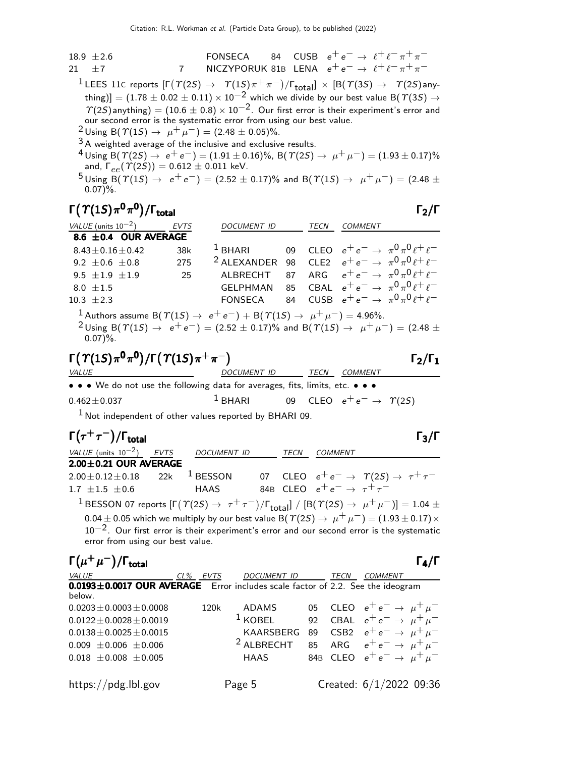| | | | | | |
|---|---|---|---|---|---|
| 18.9 ±2.6 | | FONSECA | 84 | CUSB | $e^+e^- \to \ell^+\ell^-\pi^+\pi^-$ |
| 21 ±7 | 7 | NICZYPORUK 81B | | LENA | $e^+e^- \to \ell^+\ell^-\pi^+\pi^-$ |

[1] LEES 11C reports $[\Gamma(\Upsilon(2S) \to \Upsilon(1S)\pi^+\pi^-)/\Gamma_{\text{total}}] \times [B(\Upsilon(3S) \to \Upsilon(2S)\text{anything})] = (1.78 \pm 0.02 \pm 0.11) \times 10^{-2}$ which we divide by our best value $B(\Upsilon(3S) \to \Upsilon(2S)\text{anything}) = (10.6 \pm 0.8) \times 10^{-2}$. Our first error is their experiment's error and our second error is the systematic error from using our best value.

[2] Using $B(\Upsilon(1S) \to \mu^+\mu^-) = (2.48 \pm 0.05)\%$.

[3] A weighted average of the inclusive and exclusive results.

[4] Using $B(\Upsilon(2S) \to e^+e^-) = (1.91 \pm 0.16)\%$, $B(\Upsilon(2S) \to \mu^+\mu^-) = (1.93 \pm 0.17)\%$ and, $\Gamma_{ee}(\Upsilon(2S)) = 0.612 \pm 0.011$ keV.

[5] Using $B(\Upsilon(1S) \to e^+e^-) = (2.52 \pm 0.17)\%$ and $B(\Upsilon(1S) \to \mu^+\mu^-) = (2.48 \pm 0.07)\%$.

## $\Gamma(\Upsilon(1S)\pi^0\pi^0)/\Gamma_{\text{total}}$ — $\Gamma_2/\Gamma$

| VALUE (units $10^{-2}$) | EVTS | DOCUMENT ID | | TECN | COMMENT |
|---|---|---|---|---|---|
| **8.6 ±0.4 OUR AVERAGE** | | | | | |
| 8.43±0.16±0.42 | 38k | [1] BHARI | 09 | CLEO | $e^+e^- \to \pi^0\pi^0\ell^+\ell^-$ |
| 9.2 ±0.6 ±0.8 | 275 | [2] ALEXANDER | 98 | CLE2 | $e^+e^- \to \pi^0\pi^0\ell^+\ell^-$ |
| 9.5 ±1.9 ±1.9 | 25 | ALBRECHT | 87 | ARG | $e^+e^- \to \pi^0\pi^0\ell^+\ell^-$ |
| 8.0 ±1.5 | | GELPHMAN | 85 | CBAL | $e^+e^- \to \pi^0\pi^0\ell^+\ell^-$ |
| 10.3 ±2.3 | | FONSECA | 84 | CUSB | $e^+e^- \to \pi^0\pi^0\ell^+\ell^-$ |

[1] Authors assume $B(\Upsilon(1S) \to e^+e^-) + B(\Upsilon(1S) \to \mu^+\mu^-) = 4.96\%$.

[2] Using $B(\Upsilon(1S) \to e^+e^-) = (2.52 \pm 0.17)\%$ and $B(\Upsilon(1S) \to \mu^+\mu^-) = (2.48 \pm 0.07)\%$.

## $\Gamma(\Upsilon(1S)\pi^0\pi^0)/\Gamma(\Upsilon(1S)\pi^+\pi^-)$ — $\Gamma_2/\Gamma_1$

| VALUE | DOCUMENT ID | | TECN | COMMENT |
|---|---|---|---|---|
| • • • We do not use the following data for averages, fits, limits, etc. • • • | | | | |
| 0.462±0.037 | [1] BHARI | 09 | CLEO | $e^+e^- \to \Upsilon(2S)$ |

[1] Not independent of other values reported by BHARI 09.

## $\Gamma(\tau^+\tau^-)/\Gamma_{\text{total}}$ — $\Gamma_3/\Gamma$

| VALUE (units $10^{-2}$) | EVTS | DOCUMENT ID | | TECN | COMMENT |
|---|---|---|---|---|---|
| **2.00±0.21 OUR AVERAGE** | | | | | |
| 2.00±0.12±0.18 | 22k | [1] BESSON | 07 | CLEO | $e^+e^- \to \Upsilon(2S) \to \tau^+\tau^-$ |
| 1.7 ±1.5 ±0.6 | | HAAS | 84B | CLEO | $e^+e^- \to \tau^+\tau^-$ |

[1] BESSON 07 reports $[\Gamma(\Upsilon(2S) \to \tau^+\tau^-)/\Gamma_{\text{total}}] / [B(\Upsilon(2S) \to \mu^+\mu^-)] = 1.04 \pm 0.04 \pm 0.05$ which we multiply by our best value $B(\Upsilon(2S) \to \mu^+\mu^-) = (1.93 \pm 0.17) \times 10^{-2}$. Our first error is their experiment's error and our second error is the systematic error from using our best value.

## $\Gamma(\mu^+\mu^-)/\Gamma_{\text{total}}$ — $\Gamma_4/\Gamma$

| VALUE | CL% | EVTS | DOCUMENT ID | | TECN | COMMENT |
|---|---|---|---|---|---|---|
| **0.0193±0.0017 OUR AVERAGE** Error includes scale factor of 2.2. See the ideogram below. | | | | | | |
| 0.0203±0.0003±0.0008 | | 120k | ADAMS | 05 | CLEO | $e^+e^- \to \mu^+\mu^-$ |
| 0.0122±0.0028±0.0019 | | | [1] KOBEL | 92 | CBAL | $e^+e^- \to \mu^+\mu^-$ |
| 0.0138±0.0025±0.0015 | | | KAARSBERG | 89 | CSB2 | $e^+e^- \to \mu^+\mu^-$ |
| 0.009 ±0.006 ±0.006 | | | [2] ALBRECHT | 85 | ARG | $e^+e^- \to \mu^+\mu^-$ |
| 0.018 ±0.008 ±0.005 | | | HAAS | 84B | CLEO | $e^+e^- \to \mu^+\mu^-$ |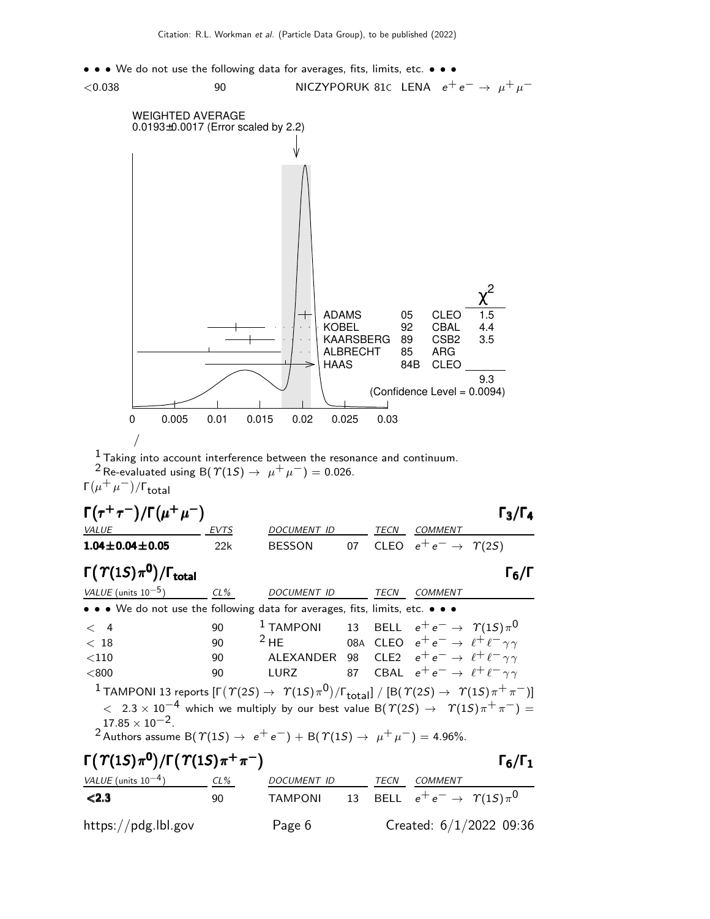• • • We do not use the following data for averages, fits, limits, etc. • • •

| | | | | |
|---|---|---|---|---|
| $<0.038$ | 90 | NICZYPORUK 81C | LENA | $e^+e^- \to \mu^+\mu^-$ |

WEIGHTED AVERAGE
0.0193±0.0017 (Error scaled by 2.2)

| | | | $\chi^2$ |
|---|---|---|---|
| ADAMS | 05 | CLEO | 1.5 |
| KOBEL | 92 | CBAL | 4.4 |
| KAARSBERG | 89 | CSB2 | 3.5 |
| ALBRECHT | 85 | ARG | |
| HAAS | 84B | CLEO | |
| | | | 9.3 |

(Confidence Level = 0.0094)

0 0.005 0.01 0.015 0.02 0.025 0.03

[1] Taking into account interference between the resonance and continuum.
[2] Re-evaluated using $B(\Upsilon(1S) \to \mu^+\mu^-) = 0.026$.

$\Gamma(\mu^+\mu^-)/\Gamma_{total}$

## $\Gamma(\tau^+\tau^-)/\Gamma(\mu^+\mu^-)$ $\Gamma_3/\Gamma_4$

| VALUE | EVTS | DOCUMENT ID | | TECN | COMMENT |
|---|---|---|---|---|---|
| **1.04±0.04±0.05** | 22k | BESSON | 07 | CLEO | $e^+e^- \to \Upsilon(2S)$ |

## $\Gamma(\Upsilon(1S)\pi^0)/\Gamma_{total}$ $\Gamma_6/\Gamma$

| VALUE (units $10^{-5}$) | CL% | DOCUMENT ID | | TECN | COMMENT |
|---|---|---|---|---|---|
| • • • We do not use the following data for averages, fits, limits, etc. • • • | | | | | |
| $<$ 4 | 90 | [1] TAMPONI | 13 | BELL | $e^+e^- \to \Upsilon(1S)\pi^0$ |
| $<$ 18 | 90 | [2] HE | 08A | CLEO | $e^+e^- \to \ell^+\ell^-\gamma\gamma$ |
| $<$110 | 90 | ALEXANDER | 98 | CLE2 | $e^+e^- \to \ell^+\ell^-\gamma\gamma$ |
| $<$800 | 90 | LURZ | 87 | CBAL | $e^+e^- \to \ell^+\ell^-\gamma\gamma$ |

[1] TAMPONI 13 reports $[\Gamma(\Upsilon(2S) \to \Upsilon(1S)\pi^0)/\Gamma_{total}]$ / $[B(\Upsilon(2S) \to \Upsilon(1S)\pi^+\pi^-)]$ $< 2.3 \times 10^{-4}$ which we multiply by our best value $B(\Upsilon(2S) \to \Upsilon(1S)\pi^+\pi^-) = 17.85 \times 10^{-2}$.

[2] Authors assume $B(\Upsilon(1S) \to e^+e^-) + B(\Upsilon(1S) \to \mu^+\mu^-) = 4.96\%$.

## $\Gamma(\Upsilon(1S)\pi^0)/\Gamma(\Upsilon(1S)\pi^+\pi^-)$ $\Gamma_6/\Gamma_1$

| VALUE (units $10^{-4}$) | CL% | DOCUMENT ID | | TECN | COMMENT |
|---|---|---|---|---|---|
| **<2.3** | 90 | TAMPONI | 13 | BELL | $e^+e^- \to \Upsilon(1S)\pi^0$ |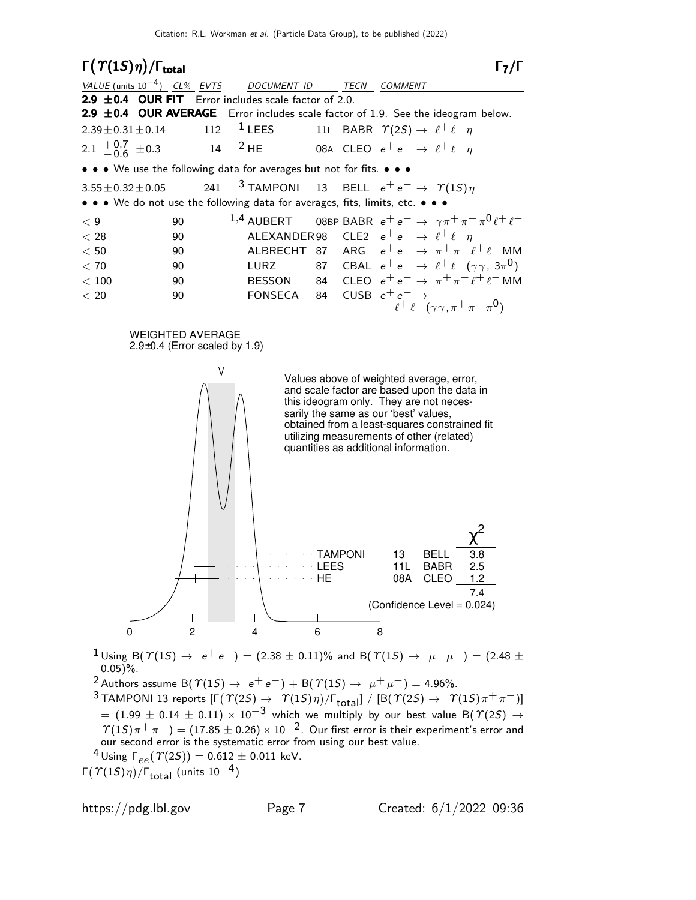## $\Gamma(\Upsilon(1S)\eta)/\Gamma_{\text{total}}$ $\qquad\qquad\qquad\qquad\qquad\qquad\qquad\qquad$ $\Gamma_7/\Gamma$

| VALUE (units $10^{-4}$) | CL% | EVTS | DOCUMENT ID | | TECN | COMMENT |
|---|---|---|---|---|---|---|
| **2.9 ±0.4 OUR FIT** Error includes scale factor of 2.0. | | | | | | |
| **2.9 ±0.4 OUR AVERAGE** Error includes scale factor of 1.9. See the ideogram below. | | | | | | |
| $2.39 \pm 0.31 \pm 0.14$ | | 112 | [1] LEES | 11L | BABR | $\Upsilon(2S) \to \ell^+\ell^-\eta$ |
| $2.1\ ^{+0.7}_{-0.6} \pm 0.3$ | | 14 | [2] HE | 08A | CLEO | $e^+e^- \to \ell^+\ell^-\eta$ |
| • • • We use the following data for averages but not for fits. • • • | | | | | | |
| $3.55 \pm 0.32 \pm 0.05$ | | 241 | [3] TAMPONI | 13 | BELL | $e^+e^- \to \Upsilon(1S)\eta$ |
| • • • We do not use the following data for averages, fits, limits, etc. • • • | | | | | | |
| $< 9$ | 90 | | [1,4] AUBERT | 08BP | BABR | $e^+e^- \to \gamma\pi^+\pi^-\pi^0\ell^+\ell^-$ |
| $< 28$ | 90 | | ALEXANDER | 98 | CLE2 | $e^+e^- \to \ell^+\ell^-\eta$ |
| $< 50$ | 90 | | ALBRECHT | 87 | ARG | $e^+e^- \to \pi^+\pi^-\ell^+\ell^-$ MM |
| $< 70$ | 90 | | LURZ | 87 | CBAL | $e^+e^- \to \ell^+\ell^-(\gamma\gamma,\ 3\pi^0)$ |
| $< 100$ | 90 | | BESSON | 84 | CLEO | $e^+e^- \to \pi^+\pi^-\ell^+\ell^-$ MM |
| $< 20$ | 90 | | FONSECA | 84 | CUSB | $e^+e^- \to \ell^+\ell^-(\gamma\gamma,\pi^+\pi^-\pi^0)$ |

WEIGHTED AVERAGE
2.9±0.4 (Error scaled by 1.9)

Values above of weighted average, error, and scale factor are based upon the data in this ideogram only. They are not necessarily the same as our 'best' values, obtained from a least-squares constrained fit utilizing measurements of other (related) quantities as additional information.

| | | | $\chi^2$ |
|---|---|---|---|
| TAMPONI | 13 | BELL | 3.8 |
| LEES | 11L | BABR | 2.5 |
| HE | 08A | CLEO | 1.2 |
| | | | 7.4 |

(Confidence Level = 0.024)

$\Gamma(\Upsilon(1S)\eta)/\Gamma_{\text{total}}$ (units $10^{-4}$)

[1] Using $B(\Upsilon(1S) \to e^+e^-) = (2.38 \pm 0.11)\%$ and $B(\Upsilon(1S) \to \mu^+\mu^-) = (2.48 \pm 0.05)\%$.

[2] Authors assume $B(\Upsilon(1S) \to e^+e^-) + B(\Upsilon(1S) \to \mu^+\mu^-) = 4.96\%$.

[3] TAMPONI 13 reports $[\Gamma(\Upsilon(2S) \to \Upsilon(1S)\eta)/\Gamma_{\text{total}}]\ /\ [B(\Upsilon(2S) \to \Upsilon(1S)\pi^+\pi^-)] = (1.99 \pm 0.14 \pm 0.11) \times 10^{-3}$ which we multiply by our best value $B(\Upsilon(2S) \to \Upsilon(1S)\pi^+\pi^-) = (17.85 \pm 0.26) \times 10^{-2}$. Our first error is their experiment's error and our second error is the systematic error from using our best value.

[4] Using $\Gamma_{ee}(\Upsilon(2S)) = 0.612 \pm 0.011$ keV.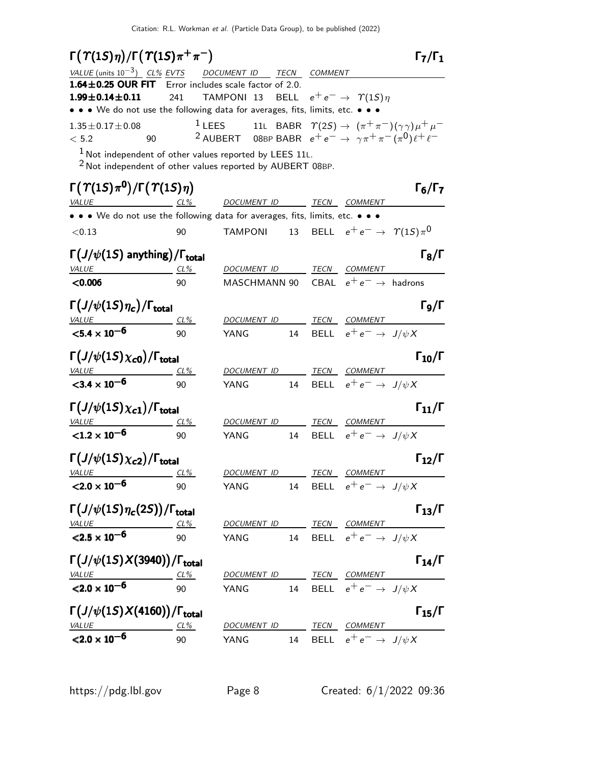### $\Gamma(\Upsilon(1S)\eta)/\Gamma(\Upsilon(1S)\pi^+\pi^-)$ — $\Gamma_7/\Gamma_1$

| VALUE (units $10^{-3}$) | CL% | EVTS | DOCUMENT ID | | TECN | COMMENT |
|---|---|---|---|---|---|---|
| **1.64±0.25 OUR FIT** | Error includes scale factor of 2.0. | | | | | |
| **1.99±0.14±0.11** | | 241 | TAMPONI | 13 | BELL | $e^+e^- \rightarrow \Upsilon(1S)\eta$ |
| • • • We do not use the following data for averages, fits, limits, etc. • • • | | | | | | |
| $1.35\pm0.17\pm0.08$ | | | [1] LEES | 11L | BABR | $\Upsilon(2S) \rightarrow (\pi^+\pi^-)(\gamma\gamma)\mu^+\mu^-$ |
| $<5.2$ | 90 | | [2] AUBERT | 08BP | BABR | $e^+e^- \rightarrow \gamma\pi^+\pi^-(\pi^0)\ell^+\ell^-$ |

[1] Not independent of other values reported by LEES 11L.
[2] Not independent of other values reported by AUBERT 08BP.

### $\Gamma(\Upsilon(1S)\pi^0)/\Gamma(\Upsilon(1S)\eta)$ — $\Gamma_6/\Gamma_7$

| VALUE | CL% | DOCUMENT ID | | TECN | COMMENT |
|---|---|---|---|---|---|
| • • • We do not use the following data for averages, fits, limits, etc. • • • | | | | | |
| $<0.13$ | 90 | TAMPONI | 13 | BELL | $e^+e^- \rightarrow \Upsilon(1S)\pi^0$ |

### $\Gamma(J/\psi(1S)\text{ anything})/\Gamma_{\text{total}}$ — $\Gamma_8/\Gamma$

| VALUE | CL% | DOCUMENT ID | | TECN | COMMENT |
|---|---|---|---|---|---|
| **<0.006** | 90 | MASCHMANN | 90 | CBAL | $e^+e^- \rightarrow$ hadrons |

### $\Gamma(J/\psi(1S)\eta_c)/\Gamma_{\text{total}}$ — $\Gamma_9/\Gamma$

| VALUE | CL% | DOCUMENT ID | | TECN | COMMENT |
|---|---|---|---|---|---|
| **$<5.4\times10^{-6}$** | 90 | YANG | 14 | BELL | $e^+e^- \rightarrow J/\psi X$ |

### $\Gamma(J/\psi(1S)\chi_{c0})/\Gamma_{\text{total}}$ — $\Gamma_{10}/\Gamma$

| VALUE | CL% | DOCUMENT ID | | TECN | COMMENT |
|---|---|---|---|---|---|
| **$<3.4\times10^{-6}$** | 90 | YANG | 14 | BELL | $e^+e^- \rightarrow J/\psi X$ |

### $\Gamma(J/\psi(1S)\chi_{c1})/\Gamma_{\text{total}}$ — $\Gamma_{11}/\Gamma$

| VALUE | CL% | DOCUMENT ID | | TECN | COMMENT |
|---|---|---|---|---|---|
| **$<1.2\times10^{-6}$** | 90 | YANG | 14 | BELL | $e^+e^- \rightarrow J/\psi X$ |

### $\Gamma(J/\psi(1S)\chi_{c2})/\Gamma_{\text{total}}$ — $\Gamma_{12}/\Gamma$

| VALUE | CL% | DOCUMENT ID | | TECN | COMMENT |
|---|---|---|---|---|---|
| **$<2.0\times10^{-6}$** | 90 | YANG | 14 | BELL | $e^+e^- \rightarrow J/\psi X$ |

### $\Gamma(J/\psi(1S)\eta_c(2S))/\Gamma_{\text{total}}$ — $\Gamma_{13}/\Gamma$

| VALUE | CL% | DOCUMENT ID | | TECN | COMMENT |
|---|---|---|---|---|---|
| **$<2.5\times10^{-6}$** | 90 | YANG | 14 | BELL | $e^+e^- \rightarrow J/\psi X$ |

### $\Gamma(J/\psi(1S)X(3940))/\Gamma_{\text{total}}$ — $\Gamma_{14}/\Gamma$

| VALUE | CL% | DOCUMENT ID | | TECN | COMMENT |
|---|---|---|---|---|---|
| **$<2.0\times10^{-6}$** | 90 | YANG | 14 | BELL | $e^+e^- \rightarrow J/\psi X$ |

### $\Gamma(J/\psi(1S)X(4160))/\Gamma_{\text{total}}$ — $\Gamma_{15}/\Gamma$

| VALUE | CL% | DOCUMENT ID | | TECN | COMMENT |
|---|---|---|---|---|---|
| **$<2.0\times10^{-6}$** | 90 | YANG | 14 | BELL | $e^+e^- \rightarrow J/\psi X$ |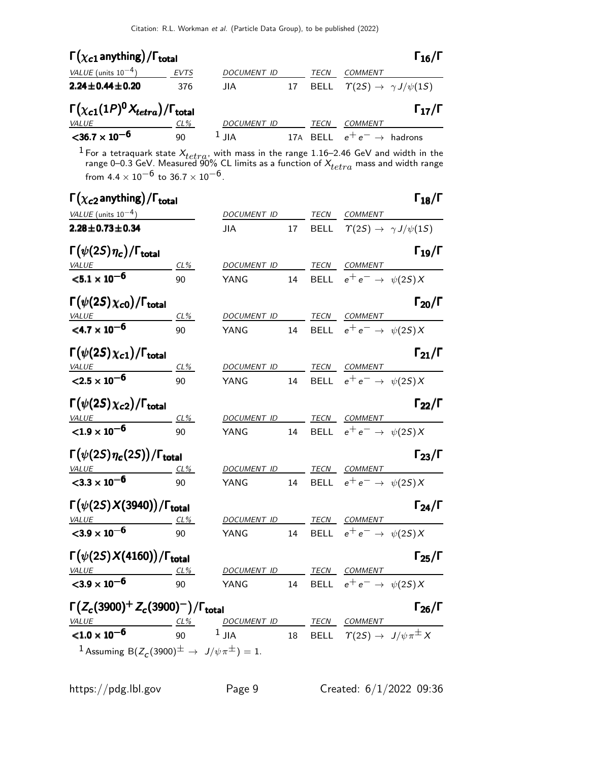## $\Gamma(\chi_{c1}\,\text{anything})/\Gamma_{\text{total}}$ — $\Gamma_{16}/\Gamma$

| VALUE (units $10^{-4}$) | EVTS | DOCUMENT ID | | TECN | COMMENT |
|---|---|---|---|---|---|
| **2.24±0.44±0.20** | 376 | JIA | 17 | BELL | $\Upsilon(2S) \to \gamma J/\psi(1S)$ |

## $\Gamma(\chi_{c1}(1P)^0 X_{tetra})/\Gamma_{\text{total}}$ — $\Gamma_{17}/\Gamma$

| VALUE | CL% | DOCUMENT ID | | TECN | COMMENT |
|---|---|---|---|---|---|
| $<36.7 \times 10^{-6}$ | 90 | [1] JIA | 17A | BELL | $e^+e^- \to$ hadrons |

[1] For a tetraquark state $X_{tetra}$, with mass in the range 1.16–2.46 GeV and width in the range 0–0.3 GeV. Measured 90% CL limits as a function of $X_{tetra}$ mass and width range from $4.4 \times 10^{-6}$ to $36.7 \times 10^{-6}$.

## $\Gamma(\chi_{c2}\,\text{anything})/\Gamma_{\text{total}}$ — $\Gamma_{18}/\Gamma$

| VALUE (units $10^{-4}$) | DOCUMENT ID | | TECN | COMMENT |
|---|---|---|---|---|
| **2.28±0.73±0.34** | JIA | 17 | BELL | $\Upsilon(2S) \to \gamma J/\psi(1S)$ |

## $\Gamma(\psi(2S)\eta_c)/\Gamma_{\text{total}}$ — $\Gamma_{19}/\Gamma$

| VALUE | CL% | DOCUMENT ID | | TECN | COMMENT |
|---|---|---|---|---|---|
| $<5.1 \times 10^{-6}$ | 90 | YANG | 14 | BELL | $e^+e^- \to \psi(2S)X$ |

## $\Gamma(\psi(2S)\chi_{c0})/\Gamma_{\text{total}}$ — $\Gamma_{20}/\Gamma$

| VALUE | CL% | DOCUMENT ID | | TECN | COMMENT |
|---|---|---|---|---|---|
| $<4.7 \times 10^{-6}$ | 90 | YANG | 14 | BELL | $e^+e^- \to \psi(2S)X$ |

## $\Gamma(\psi(2S)\chi_{c1})/\Gamma_{\text{total}}$ — $\Gamma_{21}/\Gamma$

| VALUE | CL% | DOCUMENT ID | | TECN | COMMENT |
|---|---|---|---|---|---|
| $<2.5 \times 10^{-6}$ | 90 | YANG | 14 | BELL | $e^+e^- \to \psi(2S)X$ |

## $\Gamma(\psi(2S)\chi_{c2})/\Gamma_{\text{total}}$ — $\Gamma_{22}/\Gamma$

| VALUE | CL% | DOCUMENT ID | | TECN | COMMENT |
|---|---|---|---|---|---|
| $<1.9 \times 10^{-6}$ | 90 | YANG | 14 | BELL | $e^+e^- \to \psi(2S)X$ |

## $\Gamma(\psi(2S)\eta_c(2S))/\Gamma_{\text{total}}$ — $\Gamma_{23}/\Gamma$

| VALUE | CL% | DOCUMENT ID | | TECN | COMMENT |
|---|---|---|---|---|---|
| $<3.3 \times 10^{-6}$ | 90 | YANG | 14 | BELL | $e^+e^- \to \psi(2S)X$ |

## $\Gamma(\psi(2S)X(3940))/\Gamma_{\text{total}}$ — $\Gamma_{24}/\Gamma$

| VALUE | CL% | DOCUMENT ID | | TECN | COMMENT |
|---|---|---|---|---|---|
| $<3.9 \times 10^{-6}$ | 90 | YANG | 14 | BELL | $e^+e^- \to \psi(2S)X$ |

## $\Gamma(\psi(2S)X(4160))/\Gamma_{\text{total}}$ — $\Gamma_{25}/\Gamma$

| VALUE | CL% | DOCUMENT ID | | TECN | COMMENT |
|---|---|---|---|---|---|
| $<3.9 \times 10^{-6}$ | 90 | YANG | 14 | BELL | $e^+e^- \to \psi(2S)X$ |

## $\Gamma(Z_c(3900)^+ Z_c(3900)^-)/\Gamma_{\text{total}}$ — $\Gamma_{26}/\Gamma$

| VALUE | CL% | DOCUMENT ID | | TECN | COMMENT |
|---|---|---|---|---|---|
| $<1.0 \times 10^{-6}$ | 90 | [1] JIA | 18 | BELL | $\Upsilon(2S) \to J/\psi\pi^\pm X$ |

[1] Assuming $B(Z_c(3900)^\pm \to J/\psi\pi^\pm) = 1$.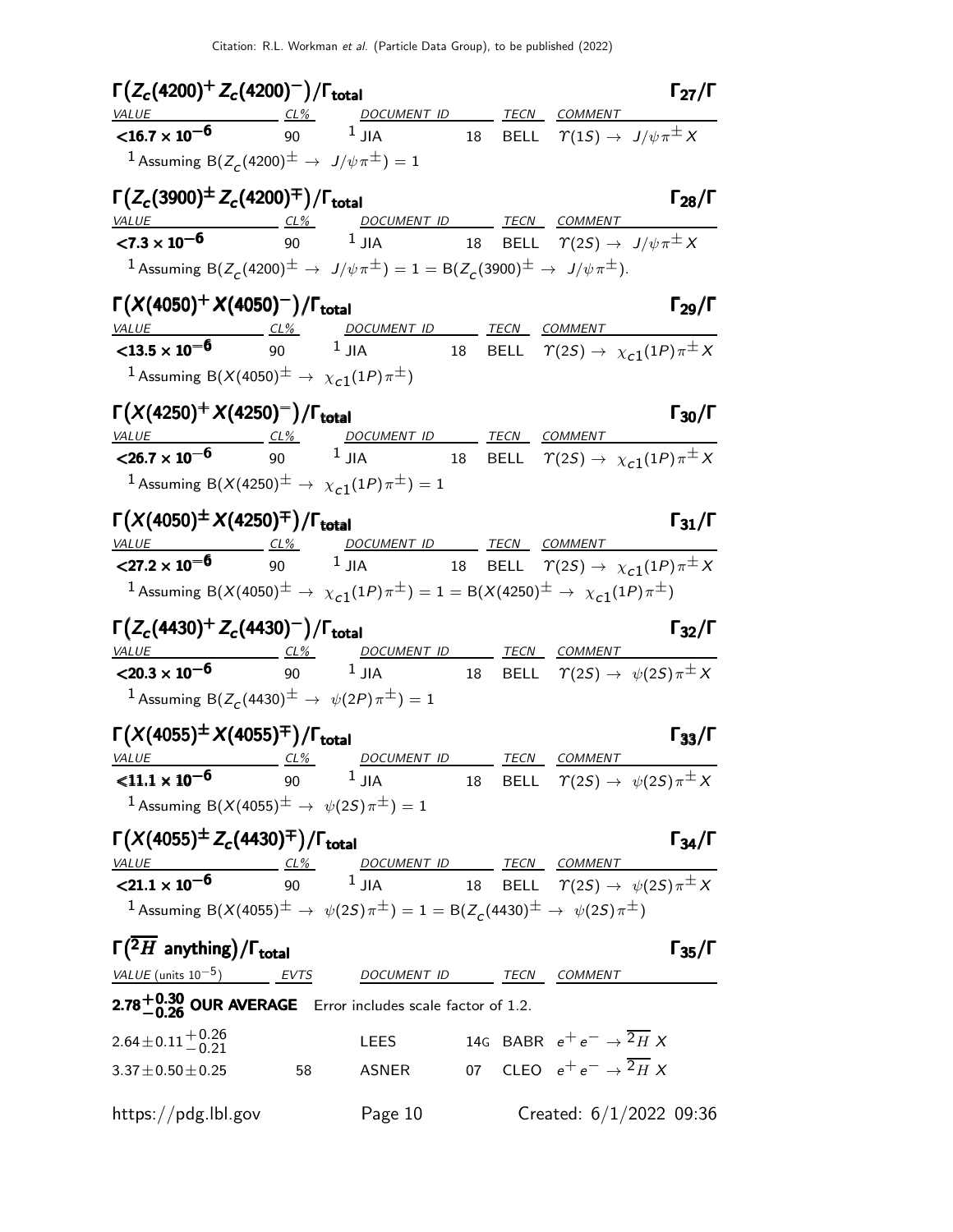Citation: R.L. Workman *et al.* (Particle Data Group), to be published (2022)

### $\Gamma\big(Z_c(4200)^+ Z_c(4200)^-\big)/\Gamma_{\text{total}}$ $\Gamma_{27}/\Gamma$

| VALUE | CL% | DOCUMENT ID | | TECN | COMMENT |
|---|---|---|---|---|---|
| $<16.7 \times 10^{-6}$ | 90 | [1] JIA | 18 | BELL | $\Upsilon(1S) \to J/\psi \pi^{\pm} X$ |

[1] Assuming $B(Z_c(4200)^{\pm} \to J/\psi \pi^{\pm}) = 1$

### $\Gamma\big(Z_c(3900)^{\pm} Z_c(4200)^{\mp}\big)/\Gamma_{\text{total}}$ $\Gamma_{28}/\Gamma$

| VALUE | CL% | DOCUMENT ID | | TECN | COMMENT |
|---|---|---|---|---|---|
| $<7.3 \times 10^{-6}$ | 90 | [1] JIA | 18 | BELL | $\Upsilon(2S) \to J/\psi \pi^{\pm} X$ |

[1] Assuming $B(Z_c(4200)^{\pm} \to J/\psi \pi^{\pm}) = 1 = B(Z_c(3900)^{\pm} \to J/\psi \pi^{\pm})$.

### $\Gamma\big(X(4050)^+ X(4050)^-\big)/\Gamma_{\text{total}}$ $\Gamma_{29}/\Gamma$

| VALUE | CL% | DOCUMENT ID | | TECN | COMMENT |
|---|---|---|---|---|---|
| $<13.5 \times 10^{-6}$ | 90 | [1] JIA | 18 | BELL | $\Upsilon(2S) \to \chi_{c1}(1P) \pi^{\pm} X$ |

[1] Assuming $B(X(4050)^{\pm} \to \chi_{c1}(1P) \pi^{\pm})$

### $\Gamma\big(X(4250)^+ X(4250)^-\big)/\Gamma_{\text{total}}$ $\Gamma_{30}/\Gamma$

| VALUE | CL% | DOCUMENT ID | | TECN | COMMENT |
|---|---|---|---|---|---|
| $<26.7 \times 10^{-6}$ | 90 | [1] JIA | 18 | BELL | $\Upsilon(2S) \to \chi_{c1}(1P) \pi^{\pm} X$ |

[1] Assuming $B(X(4250)^{\pm} \to \chi_{c1}(1P) \pi^{\pm}) = 1$

### $\Gamma\big(X(4050)^{\pm} X(4250)^{\mp}\big)/\Gamma_{\text{total}}$ $\Gamma_{31}/\Gamma$

| VALUE | CL% | DOCUMENT ID | | TECN | COMMENT |
|---|---|---|---|---|---|
| $<27.2 \times 10^{-6}$ | 90 | [1] JIA | 18 | BELL | $\Upsilon(2S) \to \chi_{c1}(1P) \pi^{\pm} X$ |

[1] Assuming $B(X(4050)^{\pm} \to \chi_{c1}(1P) \pi^{\pm}) = 1 = B(X(4250)^{\pm} \to \chi_{c1}(1P) \pi^{\pm})$

### $\Gamma\big(Z_c(4430)^+ Z_c(4430)^-\big)/\Gamma_{\text{total}}$ $\Gamma_{32}/\Gamma$

| VALUE | CL% | DOCUMENT ID | | TECN | COMMENT |
|---|---|---|---|---|---|
| $<20.3 \times 10^{-6}$ | 90 | [1] JIA | 18 | BELL | $\Upsilon(2S) \to \psi(2S) \pi^{\pm} X$ |

[1] Assuming $B(Z_c(4430)^{\pm} \to \psi(2P) \pi^{\pm}) = 1$

### $\Gamma\big(X(4055)^{\pm} X(4055)^{\mp}\big)/\Gamma_{\text{total}}$ $\Gamma_{33}/\Gamma$

| VALUE | CL% | DOCUMENT ID | | TECN | COMMENT |
|---|---|---|---|---|---|
| $<11.1 \times 10^{-6}$ | 90 | [1] JIA | 18 | BELL | $\Upsilon(2S) \to \psi(2S) \pi^{\pm} X$ |

[1] Assuming $B(X(4055)^{\pm} \to \psi(2S) \pi^{\pm}) = 1$

### $\Gamma\big(X(4055)^{\pm} Z_c(4430)^{\mp}\big)/\Gamma_{\text{total}}$ $\Gamma_{34}/\Gamma$

| VALUE | CL% | DOCUMENT ID | | TECN | COMMENT |
|---|---|---|---|---|---|
| $<21.1 \times 10^{-6}$ | 90 | [1] JIA | 18 | BELL | $\Upsilon(2S) \to \psi(2S) \pi^{\pm} X$ |

[1] Assuming $B(X(4055)^{\pm} \to \psi(2S) \pi^{\pm}) = 1 = B(Z_c(4430)^{\pm} \to \psi(2S) \pi^{\pm})$

### $\Gamma\big(\overline{^2H}\text{ anything}\big)/\Gamma_{\text{total}}$ $\Gamma_{35}/\Gamma$

| VALUE (units $10^{-5}$) | EVTS | DOCUMENT ID | | TECN | COMMENT |
|---|---|---|---|---|---|
| **$2.78^{+0.30}_{-0.26}$ OUR AVERAGE** Error includes scale factor of 1.2. | | | | | |
| $2.64 \pm 0.11^{+0.26}_{-0.21}$ | | LEES | 14G | BABR | $e^+ e^- \to \overline{^2H}\, X$ |
| $3.37 \pm 0.50 \pm 0.25$ | 58 | ASNER | 07 | CLEO | $e^+ e^- \to \overline{^2H}\, X$ |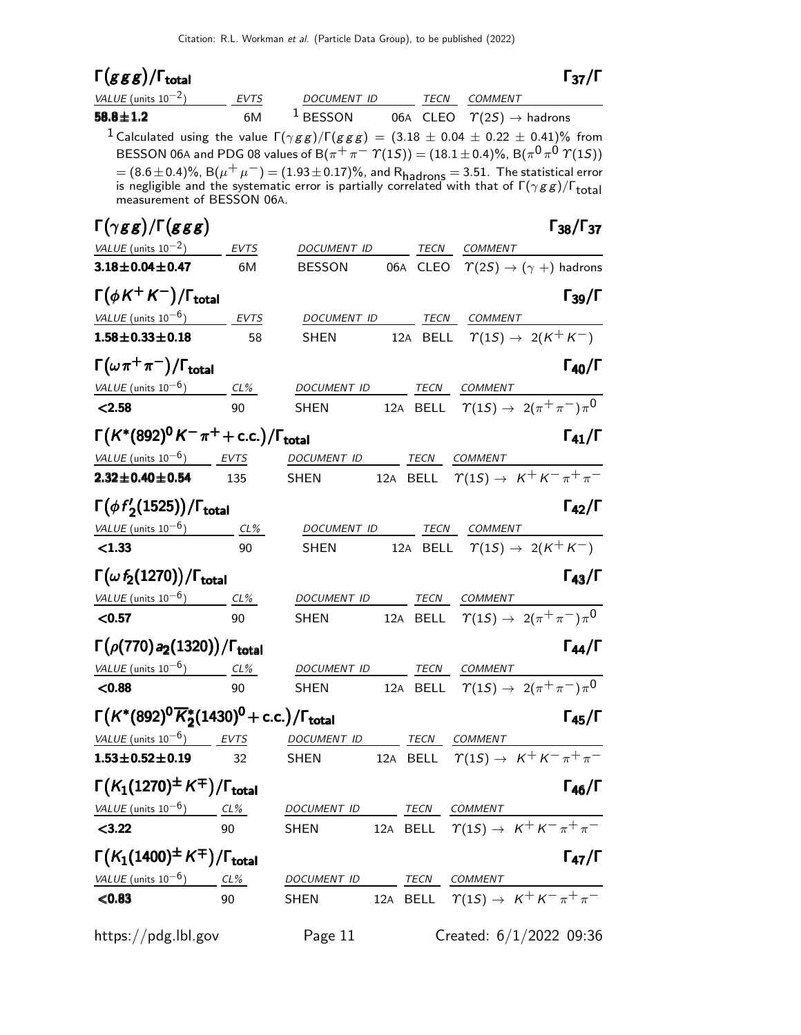## $\Gamma(ggg)/\Gamma_{\rm total}$ — $\Gamma_{37}/\Gamma$

| VALUE (units $10^{-2}$) | EVTS | DOCUMENT ID | | TECN | COMMENT |
|---|---|---|---|---|---|
| **58.8±1.2** | 6M | [1] BESSON | 06A | CLEO | $\Upsilon(2S) \to$ hadrons |

[1] Calculated using the value $\Gamma(\gamma gg)/\Gamma(ggg) = (3.18 \pm 0.04 \pm 0.22 \pm 0.41)\%$ from BESSON 06A and PDG 08 values of $B(\pi^+\pi^- \Upsilon(1S)) = (18.1 \pm 0.4)\%$, $B(\pi^0\pi^0 \Upsilon(1S)) = (8.6 \pm 0.4)\%$, $B(\mu^+\mu^-) = (1.93 \pm 0.17)\%$, and $R_{\rm hadrons} = 3.51$. The statistical error is negligible and the systematic error is partially correlated with that of $\Gamma(\gamma gg)/\Gamma_{\rm total}$ measurement of BESSON 06A.

## $\Gamma(\gamma gg)/\Gamma(ggg)$ — $\Gamma_{38}/\Gamma_{37}$

| VALUE (units $10^{-2}$) | EVTS | DOCUMENT ID | | TECN | COMMENT |
|---|---|---|---|---|---|
| **3.18±0.04±0.47** | 6M | BESSON | 06A | CLEO | $\Upsilon(2S) \to (\gamma +)$ hadrons |

## $\Gamma(\phi K^+ K^-)/\Gamma_{\rm total}$ — $\Gamma_{39}/\Gamma$

| VALUE (units $10^{-6}$) | EVTS | DOCUMENT ID | | TECN | COMMENT |
|---|---|---|---|---|---|
| **1.58±0.33±0.18** | 58 | SHEN | 12A | BELL | $\Upsilon(1S) \to 2(K^+K^-)$ |

## $\Gamma(\omega \pi^+ \pi^-)/\Gamma_{\rm total}$ — $\Gamma_{40}/\Gamma$

| VALUE (units $10^{-6}$) | CL% | DOCUMENT ID | | TECN | COMMENT |
|---|---|---|---|---|---|
| **<2.58** | 90 | SHEN | 12A | BELL | $\Upsilon(1S) \to 2(\pi^+\pi^-)\pi^0$ |

## $\Gamma(K^*(892)^0 K^- \pi^+ + {\rm c.c.})/\Gamma_{\rm total}$ — $\Gamma_{41}/\Gamma$

| VALUE (units $10^{-6}$) | EVTS | DOCUMENT ID | | TECN | COMMENT |
|---|---|---|---|---|---|
| **2.32±0.40±0.54** | 135 | SHEN | 12A | BELL | $\Upsilon(1S) \to K^+K^-\pi^+\pi^-$ |

## $\Gamma(\phi f_2'(1525))/\Gamma_{\rm total}$ — $\Gamma_{42}/\Gamma$

| VALUE (units $10^{-6}$) | CL% | DOCUMENT ID | | TECN | COMMENT |
|---|---|---|---|---|---|
| **<1.33** | 90 | SHEN | 12A | BELL | $\Upsilon(1S) \to 2(K^+K^-)$ |

## $\Gamma(\omega f_2(1270))/\Gamma_{\rm total}$ — $\Gamma_{43}/\Gamma$

| VALUE (units $10^{-6}$) | CL% | DOCUMENT ID | | TECN | COMMENT |
|---|---|---|---|---|---|
| **<0.57** | 90 | SHEN | 12A | BELL | $\Upsilon(1S) \to 2(\pi^+\pi^-)\pi^0$ |

## $\Gamma(\rho(770) a_2(1320))/\Gamma_{\rm total}$ — $\Gamma_{44}/\Gamma$

| VALUE (units $10^{-6}$) | CL% | DOCUMENT ID | | TECN | COMMENT |
|---|---|---|---|---|---|
| **<0.88** | 90 | SHEN | 12A | BELL | $\Upsilon(1S) \to 2(\pi^+\pi^-)\pi^0$ |

## $\Gamma(K^*(892)^0 \overline{K}{}_2^*(1430)^0 + {\rm c.c.})/\Gamma_{\rm total}$ — $\Gamma_{45}/\Gamma$

| VALUE (units $10^{-6}$) | EVTS | DOCUMENT ID | | TECN | COMMENT |
|---|---|---|---|---|---|
| **1.53±0.52±0.19** | 32 | SHEN | 12A | BELL | $\Upsilon(1S) \to K^+K^-\pi^+\pi^-$ |

## $\Gamma(K_1(1270)^\pm K^\mp)/\Gamma_{\rm total}$ — $\Gamma_{46}/\Gamma$

| VALUE (units $10^{-6}$) | CL% | DOCUMENT ID | | TECN | COMMENT |
|---|---|---|---|---|---|
| **<3.22** | 90 | SHEN | 12A | BELL | $\Upsilon(1S) \to K^+K^-\pi^+\pi^-$ |

## $\Gamma(K_1(1400)^\pm K^\mp)/\Gamma_{\rm total}$ — $\Gamma_{47}/\Gamma$

| VALUE (units $10^{-6}$) | CL% | DOCUMENT ID | | TECN | COMMENT |
|---|---|---|---|---|---|
| **<0.83** | 90 | SHEN | 12A | BELL | $\Upsilon(1S) \to K^+K^-\pi^+\pi^-$ |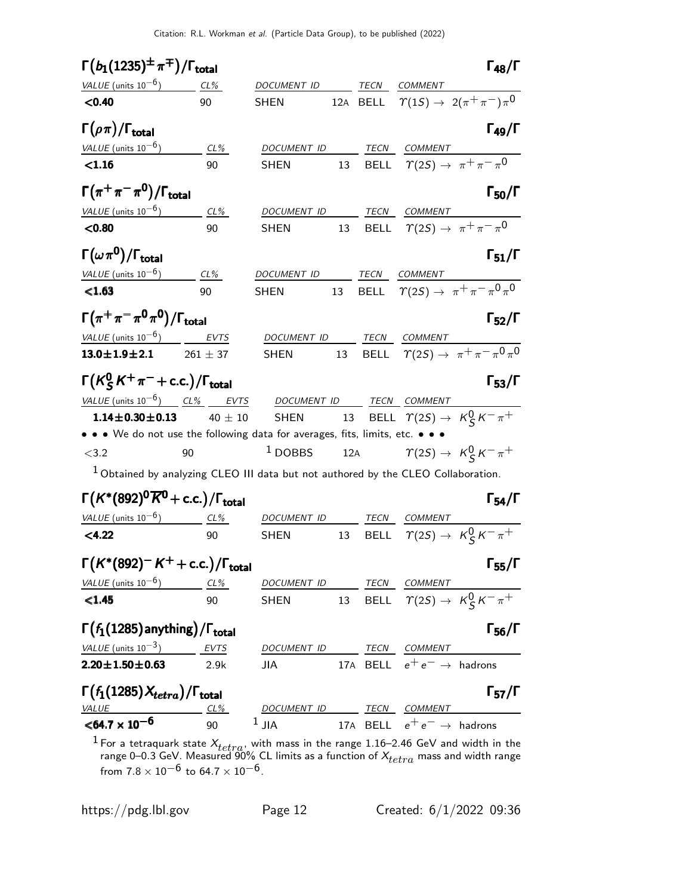### $\Gamma(b_1(1235)^{\pm}\pi^{\mp})/\Gamma_{total}$ $\Gamma_{48}/\Gamma$

| VALUE (units $10^{-6}$) | CL% | DOCUMENT ID | | TECN | COMMENT |
|---|---|---|---|---|---|
| **<0.40** | 90 | SHEN | 12A | BELL | $\Upsilon(1S) \to 2(\pi^+\pi^-)\pi^0$ |

### $\Gamma(\rho\pi)/\Gamma_{total}$ $\Gamma_{49}/\Gamma$

| VALUE (units $10^{-6}$) | CL% | DOCUMENT ID | | TECN | COMMENT |
|---|---|---|---|---|---|
| **<1.16** | 90 | SHEN | 13 | BELL | $\Upsilon(2S) \to \pi^+\pi^-\pi^0$ |

### $\Gamma(\pi^+\pi^-\pi^0)/\Gamma_{total}$ $\Gamma_{50}/\Gamma$

| VALUE (units $10^{-6}$) | CL% | DOCUMENT ID | | TECN | COMMENT |
|---|---|---|---|---|---|
| **<0.80** | 90 | SHEN | 13 | BELL | $\Upsilon(2S) \to \pi^+\pi^-\pi^0$ |

### $\Gamma(\omega\pi^0)/\Gamma_{total}$ $\Gamma_{51}/\Gamma$

| VALUE (units $10^{-6}$) | CL% | DOCUMENT ID | | TECN | COMMENT |
|---|---|---|---|---|---|
| **<1.63** | 90 | SHEN | 13 | BELL | $\Upsilon(2S) \to \pi^+\pi^-\pi^0\pi^0$ |

### $\Gamma(\pi^+\pi^-\pi^0\pi^0)/\Gamma_{total}$ $\Gamma_{52}/\Gamma$

| VALUE (units $10^{-6}$) | EVTS | DOCUMENT ID | | TECN | COMMENT |
|---|---|---|---|---|---|
| **13.0±1.9±2.1** | 261 ± 37 | SHEN | 13 | BELL | $\Upsilon(2S) \to \pi^+\pi^-\pi^0\pi^0$ |

### $\Gamma(K^0_S K^+\pi^- + \text{c.c.})/\Gamma_{total}$ $\Gamma_{53}/\Gamma$

| VALUE (units $10^{-6}$) | CL% | EVTS | DOCUMENT ID | | TECN | COMMENT |
|---|---|---|---|---|---|---|
| **1.14±0.30±0.13** | | 40 ± 10 | SHEN | 13 | BELL | $\Upsilon(2S) \to K^0_S K^-\pi^+$ |
| • • • We do not use the following data for averages, fits, limits, etc. • • • | | | | | | |
| <3.2 | 90 | | [1] DOBBS | 12A | | $\Upsilon(2S) \to K^0_S K^-\pi^+$ |

[1] Obtained by analyzing CLEO III data but not authored by the CLEO Collaboration.

### $\Gamma(K^*(892)^0\overline{K}^0 + \text{c.c.})/\Gamma_{total}$ $\Gamma_{54}/\Gamma$

| VALUE (units $10^{-6}$) | CL% | DOCUMENT ID | | TECN | COMMENT |
|---|---|---|---|---|---|
| **<4.22** | 90 | SHEN | 13 | BELL | $\Upsilon(2S) \to K^0_S K^-\pi^+$ |

### $\Gamma(K^*(892)^- K^+ + \text{c.c.})/\Gamma_{total}$ $\Gamma_{55}/\Gamma$

| VALUE (units $10^{-6}$) | CL% | DOCUMENT ID | | TECN | COMMENT |
|---|---|---|---|---|---|
| **<1.45** | 90 | SHEN | 13 | BELL | $\Upsilon(2S) \to K^0_S K^-\pi^+$ |

### $\Gamma(f_1(1285)\text{anything})/\Gamma_{total}$ $\Gamma_{56}/\Gamma$

| VALUE (units $10^{-3}$) | EVTS | DOCUMENT ID | | TECN | COMMENT |
|---|---|---|---|---|---|
| **2.20±1.50±0.63** | 2.9k | JIA | 17A | BELL | $e^+e^- \to$ hadrons |

### $\Gamma(f_1(1285)X_{tetra})/\Gamma_{total}$ $\Gamma_{57}/\Gamma$

| VALUE | CL% | DOCUMENT ID | | TECN | COMMENT |
|---|---|---|---|---|---|
| **<64.7 × $10^{-6}$** | 90 | [1] JIA | 17A | BELL | $e^+e^- \to$ hadrons |

[1] For a tetraquark state $X_{tetra}$, with mass in the range 1.16–2.46 GeV and width in the range 0–0.3 GeV. Measured 90% CL limits as a function of $X_{tetra}$ mass and width range from $7.8 \times 10^{-6}$ to $64.7 \times 10^{-6}$.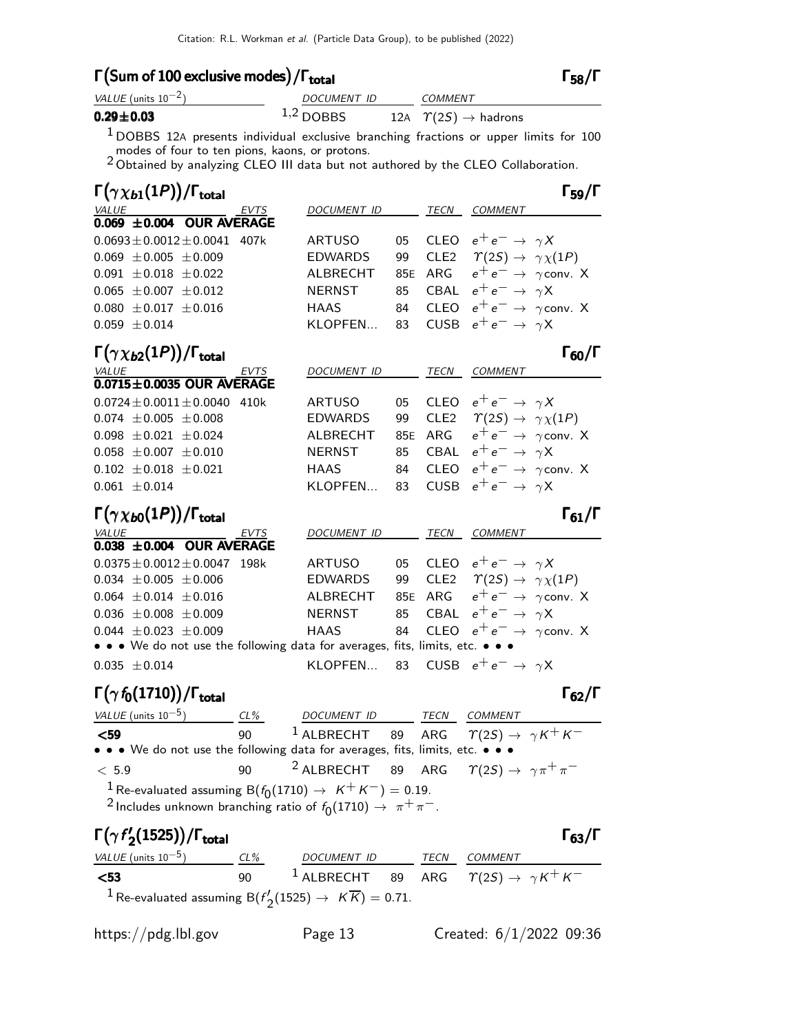## $\Gamma(\text{Sum of 100 exclusive modes})/\Gamma_{\text{total}}$ — $\Gamma_{58}/\Gamma$

| VALUE (units $10^{-2}$) | DOCUMENT ID | | COMMENT |
|---|---|---|---|
| **0.29±0.03** | [1,2] DOBBS | 12A | $\Upsilon(2S) \rightarrow$ hadrons |

[1] DOBBS 12A presents individual exclusive branching fractions or upper limits for 100 modes of four to ten pions, kaons, or protons.
[2] Obtained by analyzing CLEO III data but not authored by the CLEO Collaboration.

## $\Gamma(\gamma\chi_{b1}(1P))/\Gamma_{\text{total}}$ — $\Gamma_{59}/\Gamma$

| VALUE | EVTS | DOCUMENT ID | | TECN | COMMENT |
|---|---|---|---|---|---|
| **0.069 ±0.004 OUR AVERAGE** | | | | | |
| $0.0693\pm0.0012\pm0.0041$ | 407k | ARTUSO | 05 | CLEO | $e^+e^- \rightarrow \gamma X$ |
| $0.069 \pm0.005 \pm0.009$ | | EDWARDS | 99 | CLE2 | $\Upsilon(2S) \rightarrow \gamma\chi(1P)$ |
| $0.091 \pm0.018 \pm0.022$ | | ALBRECHT | 85E | ARG | $e^+e^- \rightarrow \gamma$conv. X |
| $0.065 \pm0.007 \pm0.012$ | | NERNST | 85 | CBAL | $e^+e^- \rightarrow \gamma X$ |
| $0.080 \pm0.017 \pm0.016$ | | HAAS | 84 | CLEO | $e^+e^- \rightarrow \gamma$conv. X |
| $0.059 \pm0.014$ | | KLOPFEN... | 83 | CUSB | $e^+e^- \rightarrow \gamma X$ |

## $\Gamma(\gamma\chi_{b2}(1P))/\Gamma_{\text{total}}$ — $\Gamma_{60}/\Gamma$

| VALUE | EVTS | DOCUMENT ID | | TECN | COMMENT |
|---|---|---|---|---|---|
| **0.0715±0.0035 OUR AVERAGE** | | | | | |
| $0.0724\pm0.0011\pm0.0040$ | 410k | ARTUSO | 05 | CLEO | $e^+e^- \rightarrow \gamma X$ |
| $0.074 \pm0.005 \pm0.008$ | | EDWARDS | 99 | CLE2 | $\Upsilon(2S) \rightarrow \gamma\chi(1P)$ |
| $0.098 \pm0.021 \pm0.024$ | | ALBRECHT | 85E | ARG | $e^+e^- \rightarrow \gamma$conv. X |
| $0.058 \pm0.007 \pm0.010$ | | NERNST | 85 | CBAL | $e^+e^- \rightarrow \gamma X$ |
| $0.102 \pm0.018 \pm0.021$ | | HAAS | 84 | CLEO | $e^+e^- \rightarrow \gamma$conv. X |
| $0.061 \pm0.014$ | | KLOPFEN... | 83 | CUSB | $e^+e^- \rightarrow \gamma X$ |

## $\Gamma(\gamma\chi_{b0}(1P))/\Gamma_{\text{total}}$ — $\Gamma_{61}/\Gamma$

| VALUE | EVTS | DOCUMENT ID | | TECN | COMMENT |
|---|---|---|---|---|---|
| **0.038 ±0.004 OUR AVERAGE** | | | | | |
| $0.0375\pm0.0012\pm0.0047$ | 198k | ARTUSO | 05 | CLEO | $e^+e^- \rightarrow \gamma X$ |
| $0.034 \pm0.005 \pm0.006$ | | EDWARDS | 99 | CLE2 | $\Upsilon(2S) \rightarrow \gamma\chi(1P)$ |
| $0.064 \pm0.014 \pm0.016$ | | ALBRECHT | 85E | ARG | $e^+e^- \rightarrow \gamma$conv. X |
| $0.036 \pm0.008 \pm0.009$ | | NERNST | 85 | CBAL | $e^+e^- \rightarrow \gamma X$ |
| $0.044 \pm0.023 \pm0.009$ | | HAAS | 84 | CLEO | $e^+e^- \rightarrow \gamma$conv. X |
| • • • We do not use the following data for averages, fits, limits, etc. • • • | | | | | |
| $0.035 \pm0.014$ | | KLOPFEN... | 83 | CUSB | $e^+e^- \rightarrow \gamma X$ |

## $\Gamma(\gamma f_0(1710))/\Gamma_{\text{total}}$ — $\Gamma_{62}/\Gamma$

| VALUE (units $10^{-5}$) | CL% | DOCUMENT ID | | TECN | COMMENT |
|---|---|---|---|---|---|
| **<59** | 90 | [1] ALBRECHT | 89 | ARG | $\Upsilon(2S) \rightarrow \gamma K^+K^-$ |
| • • • We do not use the following data for averages, fits, limits, etc. • • • | | | | | |
| < 5.9 | 90 | [2] ALBRECHT | 89 | ARG | $\Upsilon(2S) \rightarrow \gamma\pi^+\pi^-$ |

[1] Re-evaluated assuming $B(f_0(1710) \rightarrow K^+K^-) = 0.19$.
[2] Includes unknown branching ratio of $f_0(1710) \rightarrow \pi^+\pi^-$.

## $\Gamma(\gamma f_2'(1525))/\Gamma_{\text{total}}$ — $\Gamma_{63}/\Gamma$

| VALUE (units $10^{-5}$) | CL% | DOCUMENT ID | | TECN | COMMENT |
|---|---|---|---|---|---|
| **<53** | 90 | [1] ALBRECHT | 89 | ARG | $\Upsilon(2S) \rightarrow \gamma K^+K^-$ |

[1] Re-evaluated assuming $B(f_2'(1525) \rightarrow K\overline{K}) = 0.71$.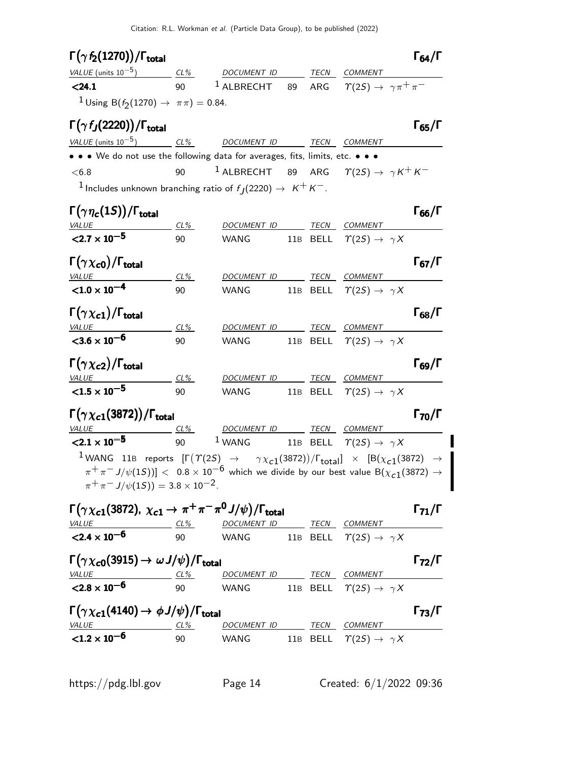### $\Gamma(\gamma f_2(1270))/\Gamma_{\text{total}}$ — $\Gamma_{64}/\Gamma$

| VALUE (units $10^{-5}$) | CL% | DOCUMENT ID | | TECN | COMMENT |
|---|---|---|---|---|---|
| **<24.1** | 90 | [1] ALBRECHT | 89 | ARG | $\Upsilon(2S) \to \gamma\pi^+\pi^-$ |

[1] Using $B(f_2(1270) \to \pi\pi) = 0.84$.

### $\Gamma(\gamma f_J(2220))/\Gamma_{\text{total}}$ — $\Gamma_{65}/\Gamma$

| VALUE (units $10^{-5}$) | CL% | DOCUMENT ID | | TECN | COMMENT |
|---|---|---|---|---|---|
| • • • We do not use the following data for averages, fits, limits, etc. • • • | | | | | |
| $<6.8$ | 90 | [1] ALBRECHT | 89 | ARG | $\Upsilon(2S) \to \gamma K^+K^-$ |

[1] Includes unknown branching ratio of $f_J(2220) \to K^+K^-$.

### $\Gamma(\gamma\eta_c(1S))/\Gamma_{\text{total}}$ — $\Gamma_{66}/\Gamma$

| VALUE | CL% | DOCUMENT ID | | TECN | COMMENT |
|---|---|---|---|---|---|
| $\mathbf{<2.7 \times 10^{-5}}$ | 90 | WANG | 11B | BELL | $\Upsilon(2S) \to \gamma X$ |

### $\Gamma(\gamma\chi_{c0})/\Gamma_{\text{total}}$ — $\Gamma_{67}/\Gamma$

| VALUE | CL% | DOCUMENT ID | | TECN | COMMENT |
|---|---|---|---|---|---|
| $\mathbf{<1.0 \times 10^{-4}}$ | 90 | WANG | 11B | BELL | $\Upsilon(2S) \to \gamma X$ |

### $\Gamma(\gamma\chi_{c1})/\Gamma_{\text{total}}$ — $\Gamma_{68}/\Gamma$

| VALUE | CL% | DOCUMENT ID | | TECN | COMMENT |
|---|---|---|---|---|---|
| $\mathbf{<3.6 \times 10^{-6}}$ | 90 | WANG | 11B | BELL | $\Upsilon(2S) \to \gamma X$ |

### $\Gamma(\gamma\chi_{c2})/\Gamma_{\text{total}}$ — $\Gamma_{69}/\Gamma$

| VALUE | CL% | DOCUMENT ID | | TECN | COMMENT |
|---|---|---|---|---|---|
| $\mathbf{<1.5 \times 10^{-5}}$ | 90 | WANG | 11B | BELL | $\Upsilon(2S) \to \gamma X$ |

### $\Gamma(\gamma\chi_{c1}(3872))/\Gamma_{\text{total}}$ — $\Gamma_{70}/\Gamma$

| VALUE | CL% | DOCUMENT ID | | TECN | COMMENT |
|---|---|---|---|---|---|
| $\mathbf{<2.1 \times 10^{-5}}$ | 90 | [1] WANG | 11B | BELL | $\Upsilon(2S) \to \gamma X$ |

[1] WANG 11B reports $[\Gamma(\Upsilon(2S) \to \gamma\chi_{c1}(3872))/\Gamma_{\text{total}}] \times [B(\chi_{c1}(3872) \to \pi^+\pi^- J/\psi(1S))] < 0.8 \times 10^{-6}$ which we divide by our best value $B(\chi_{c1}(3872) \to \pi^+\pi^- J/\psi(1S)) = 3.8 \times 10^{-2}$.

### $\Gamma(\gamma\chi_{c1}(3872),\ \chi_{c1} \to \pi^+\pi^-\pi^0 J/\psi)/\Gamma_{\text{total}}$ — $\Gamma_{71}/\Gamma$

| VALUE | CL% | DOCUMENT ID | | TECN | COMMENT |
|---|---|---|---|---|---|
| $\mathbf{<2.4 \times 10^{-6}}$ | 90 | WANG | 11B | BELL | $\Upsilon(2S) \to \gamma X$ |

### $\Gamma(\gamma\chi_{c0}(3915) \to \omega J/\psi)/\Gamma_{\text{total}}$ — $\Gamma_{72}/\Gamma$

| VALUE | CL% | DOCUMENT ID | | TECN | COMMENT |
|---|---|---|---|---|---|
| $\mathbf{<2.8 \times 10^{-6}}$ | 90 | WANG | 11B | BELL | $\Upsilon(2S) \to \gamma X$ |

### $\Gamma(\gamma\chi_{c1}(4140) \to \phi J/\psi)/\Gamma_{\text{total}}$ — $\Gamma_{73}/\Gamma$

| VALUE | CL% | DOCUMENT ID | | TECN | COMMENT |
|---|---|---|---|---|---|
| $\mathbf{<1.2 \times 10^{-6}}$ | 90 | WANG | 11B | BELL | $\Upsilon(2S) \to \gamma X$ |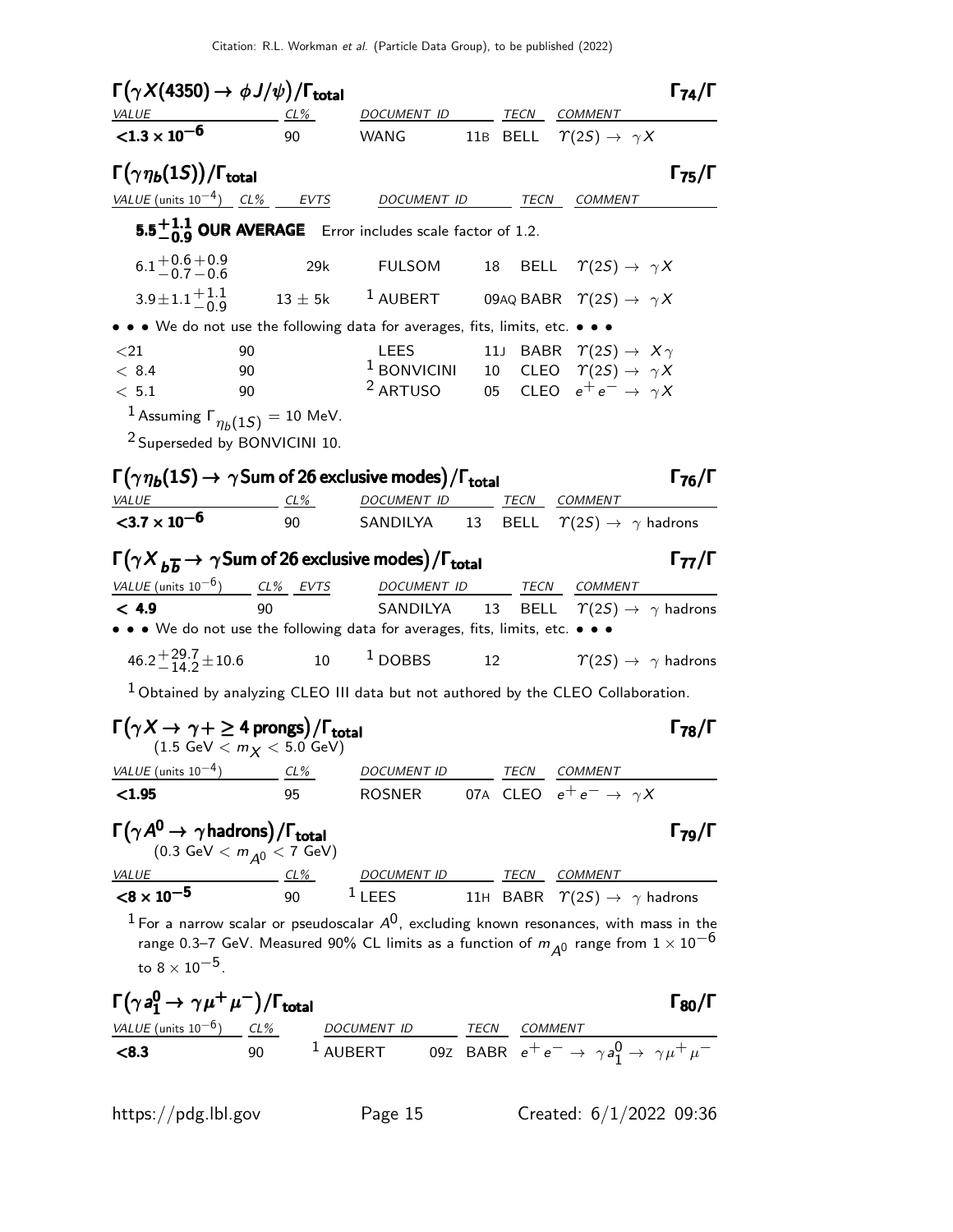### $\Gamma(\gamma X(4350) \to \phi J/\psi)/\Gamma_{\text{total}}$ — $\Gamma_{74}/\Gamma$

| VALUE | CL% | DOCUMENT ID | | TECN | COMMENT |
|---|---|---|---|---|---|
| **$<1.3 \times 10^{-6}$** | 90 | WANG | 11B | BELL | $\Upsilon(2S) \to \gamma X$ |

### $\Gamma(\gamma \eta_b(1S))/\Gamma_{\text{total}}$ — $\Gamma_{75}/\Gamma$

| VALUE (units $10^{-4}$) | CL% | EVTS | DOCUMENT ID | | TECN | COMMENT |
|---|---|---|---|---|---|---|
| **$5.5^{+1.1}_{-0.9}$ OUR AVERAGE** | | | Error includes scale factor of 1.2. | | | |
| $6.1^{+0.6}_{-0.7}{}^{+0.9}_{-0.6}$ | | 29k | FULSOM | 18 | BELL | $\Upsilon(2S) \to \gamma X$ |
| $3.9 \pm 1.1^{+1.1}_{-0.9}$ | | $13 \pm 5$k | AUBERT [1] | 09AQ | BABR | $\Upsilon(2S) \to \gamma X$ |
| • • • We do not use the following data for averages, fits, limits, etc. • • • | | | | | | |
| $<21$ | 90 | | LEES | 11J | BABR | $\Upsilon(2S) \to X\gamma$ |
| $< 8.4$ | 90 | | BONVICINI [1] | 10 | CLEO | $\Upsilon(2S) \to \gamma X$ |
| $< 5.1$ | 90 | | ARTUSO [2] | 05 | CLEO | $e^+e^- \to \gamma X$ |

[1] Assuming $\Gamma_{\eta_b(1S)} = 10$ MeV.

[2] Superseded by BONVICINI 10.

### $\Gamma(\gamma \eta_b(1S) \to \gamma \text{Sum of 26 exclusive modes})/\Gamma_{\text{total}}$ — $\Gamma_{76}/\Gamma$

| VALUE | CL% | DOCUMENT ID | | TECN | COMMENT |
|---|---|---|---|---|---|
| **$<3.7 \times 10^{-6}$** | 90 | SANDILYA | 13 | BELL | $\Upsilon(2S) \to \gamma$ hadrons |

### $\Gamma(\gamma X_{b\overline{b}} \to \gamma \text{Sum of 26 exclusive modes})/\Gamma_{\text{total}}$ — $\Gamma_{77}/\Gamma$

| VALUE (units $10^{-6}$) | CL% | EVTS | DOCUMENT ID | | TECN | COMMENT |
|---|---|---|---|---|---|---|
| **$< 4.9$** | 90 | | SANDILYA | 13 | BELL | $\Upsilon(2S) \to \gamma$ hadrons |
| • • • We do not use the following data for averages, fits, limits, etc. • • • | | | | | | |
| $46.2^{+29.7}_{-14.2} \pm 10.6$ | | 10 | DOBBS [1] | 12 | | $\Upsilon(2S) \to \gamma$ hadrons |

[1] Obtained by analyzing CLEO III data but not authored by the CLEO Collaboration.

### $\Gamma(\gamma X \to \gamma + \geq 4 \text{ prongs})/\Gamma_{\text{total}}$ — $\Gamma_{78}/\Gamma$
$(1.5 \text{ GeV} < m_X < 5.0 \text{ GeV})$

| VALUE (units $10^{-4}$) | CL% | DOCUMENT ID | | TECN | COMMENT |
|---|---|---|---|---|---|
| **$<1.95$** | 95 | ROSNER | 07A | CLEO | $e^+e^- \to \gamma X$ |

### $\Gamma(\gamma A^0 \to \gamma \text{hadrons})/\Gamma_{\text{total}}$ — $\Gamma_{79}/\Gamma$
$(0.3 \text{ GeV} < m_{A^0} < 7 \text{ GeV})$

| VALUE | CL% | DOCUMENT ID | | TECN | COMMENT |
|---|---|---|---|---|---|
| **$<8 \times 10^{-5}$** | 90 | LEES [1] | 11H | BABR | $\Upsilon(2S) \to \gamma$ hadrons |

[1] For a narrow scalar or pseudoscalar $A^0$, excluding known resonances, with mass in the range 0.3–7 GeV. Measured 90% CL limits as a function of $m_{A^0}$ range from $1 \times 10^{-6}$ to $8 \times 10^{-5}$.

### $\Gamma(\gamma a_1^0 \to \gamma \mu^+\mu^-)/\Gamma_{\text{total}}$ — $\Gamma_{80}/\Gamma$

| VALUE (units $10^{-6}$) | CL% | DOCUMENT ID | | TECN | COMMENT |
|---|---|---|---|---|---|
| **$<8.3$** | 90 | AUBERT [1] | 09Z | BABR | $e^+e^- \to \gamma a_1^0 \to \gamma \mu^+\mu^-$ |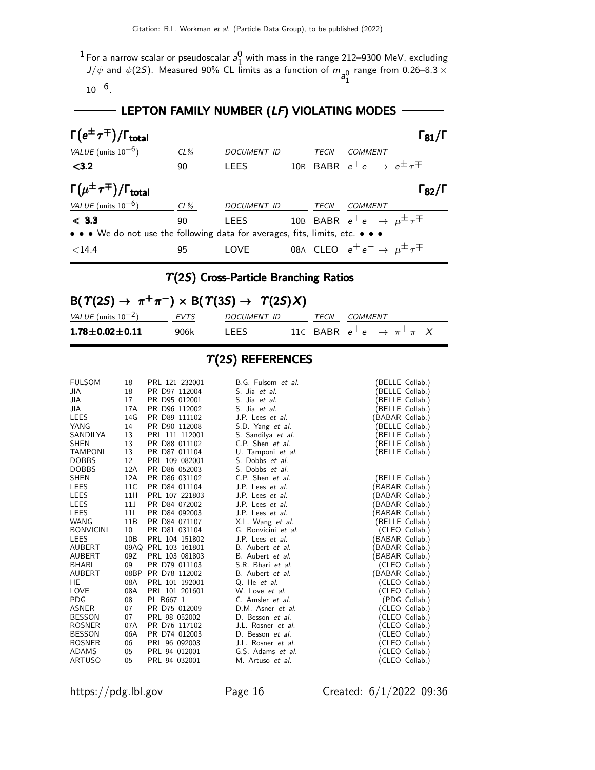[1] For a narrow scalar or pseudoscalar $a_1^0$ with mass in the range 212–9300 MeV, excluding $J/\psi$ and $\psi(2S)$. Measured 90% CL limits as a function of $m_{a_1^0}$ range from 0.26–8.3 $\times 10^{-6}$.

## LEPTON FAMILY NUMBER (LF) VIOLATING MODES

### $\Gamma(e^\pm \tau^\mp)/\Gamma_{\text{total}}$ — $\Gamma_{81}/\Gamma$

| VALUE (units $10^{-6}$) | CL% | DOCUMENT ID | | TECN | COMMENT |
|---|---|---|---|---|---|
| **<3.2** | 90 | LEES | 10B | BABR | $e^+e^- \rightarrow e^\pm \tau^\mp$ |

### $\Gamma(\mu^\pm \tau^\mp)/\Gamma_{\text{total}}$ — $\Gamma_{82}/\Gamma$

| VALUE (units $10^{-6}$) | CL% | DOCUMENT ID | | TECN | COMMENT |
|---|---|---|---|---|---|
| **< 3.3** | 90 | LEES | 10B | BABR | $e^+e^- \rightarrow \mu^\pm \tau^\mp$ |
| • • • We do not use the following data for averages, fits, limits, etc. • • • | | | | | |
| <14.4 | 95 | LOVE | 08A | CLEO | $e^+e^- \rightarrow \mu^\pm \tau^\mp$ |

## $\Upsilon(2S)$ Cross-Particle Branching Ratios

### $B(\Upsilon(2S) \rightarrow \pi^+\pi^-) \times B(\Upsilon(3S) \rightarrow \Upsilon(2S)X)$

| VALUE (units $10^{-2}$) | EVTS | DOCUMENT ID | | TECN | COMMENT |
|---|---|---|---|---|---|
| **1.78±0.02±0.11** | 906k | LEES | 11C | BABR | $e^+e^- \rightarrow \pi^+\pi^- X$ |

## $\Upsilon(2S)$ REFERENCES

| | | | | |
|---|---|---|---|---|
| FULSOM | 18 | PRL 121 232001 | B.G. Fulsom *et al.* | (BELLE Collab.) |
| JIA | 18 | PR D97 112004 | S. Jia *et al.* | (BELLE Collab.) |
| JIA | 17 | PR D95 012001 | S. Jia *et al.* | (BELLE Collab.) |
| JIA | 17A | PR D96 112002 | S. Jia *et al.* | (BELLE Collab.) |
| LEES | 14G | PR D89 111102 | J.P. Lees *et al.* | (BABAR Collab.) |
| YANG | 14 | PR D90 112008 | S.D. Yang *et al.* | (BELLE Collab.) |
| SANDILYA | 13 | PRL 111 112001 | S. Sandilya *et al.* | (BELLE Collab.) |
| SHEN | 13 | PR D88 011102 | C.P. Shen *et al.* | (BELLE Collab.) |
| TAMPONI | 13 | PR D87 011104 | U. Tamponi *et al.* | (BELLE Collab.) |
| DOBBS | 12 | PRL 109 082001 | S. Dobbs *et al.* | |
| DOBBS | 12A | PR D86 052003 | S. Dobbs *et al.* | |
| SHEN | 12A | PR D86 031102 | C.P. Shen *et al.* | (BELLE Collab.) |
| LEES | 11C | PR D84 011104 | J.P. Lees *et al.* | (BABAR Collab.) |
| LEES | 11H | PRL 107 221803 | J.P. Lees *et al.* | (BABAR Collab.) |
| LEES | 11J | PR D84 072002 | J.P. Lees *et al.* | (BABAR Collab.) |
| LEES | 11L | PR D84 092003 | J.P. Lees *et al.* | (BABAR Collab.) |
| WANG | 11B | PR D84 071107 | X.L. Wang *et al.* | (BELLE Collab.) |
| BONVICINI | 10 | PR D81 031104 | G. Bonvicini *et al.* | (CLEO Collab.) |
| LEES | 10B | PRL 104 151802 | J.P. Lees *et al.* | (BABAR Collab.) |
| AUBERT | 09AQ | PRL 103 161801 | B. Aubert *et al.* | (BABAR Collab.) |
| AUBERT | 09Z | PRL 103 081803 | B. Aubert *et al.* | (BABAR Collab.) |
| BHARI | 09 | PR D79 011103 | S.R. Bhari *et al.* | (CLEO Collab.) |
| AUBERT | 08BP | PR D78 112002 | B. Aubert *et al.* | (BABAR Collab.) |
| HE | 08A | PRL 101 192001 | Q. He *et al.* | (CLEO Collab.) |
| LOVE | 08A | PRL 101 201601 | W. Love *et al.* | (CLEO Collab.) |
| PDG | 08 | PL B667 1 | C. Amsler *et al.* | (PDG Collab.) |
| ASNER | 07 | PR D75 012009 | D.M. Asner *et al.* | (CLEO Collab.) |
| BESSON | 07 | PRL 98 052002 | D. Besson *et al.* | (CLEO Collab.) |
| ROSNER | 07A | PR D76 117102 | J.L. Rosner *et al.* | (CLEO Collab.) |
| BESSON | 06A | PR D74 012003 | D. Besson *et al.* | (CLEO Collab.) |
| ROSNER | 06 | PRL 96 092003 | J.L. Rosner *et al.* | (CLEO Collab.) |
| ADAMS | 05 | PRL 94 012001 | G.S. Adams *et al.* | (CLEO Collab.) |
| ARTUSO | 05 | PRL 94 032001 | M. Artuso *et al.* | (CLEO Collab.) |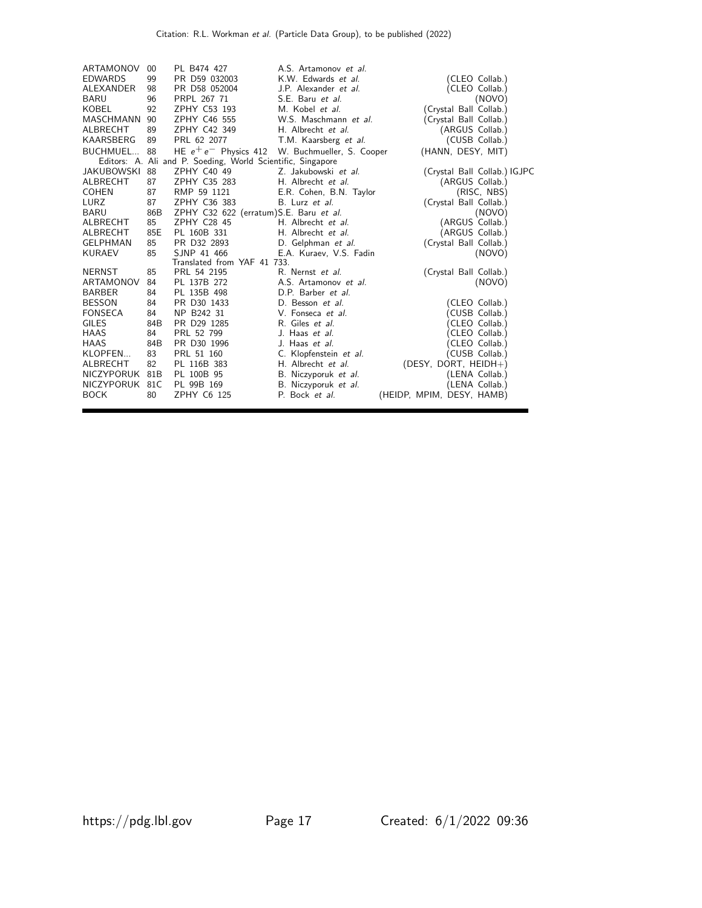| | | | | |
|---|---|---|---|---|
| ARTAMONOV | 00 | PL B474 427 | A.S. Artamonov *et al.* | |
| EDWARDS | 99 | PR D59 032003 | K.W. Edwards *et al.* | (CLEO Collab.) |
| ALEXANDER | 98 | PR D58 052004 | J.P. Alexander *et al.* | (CLEO Collab.) |
| BARU | 96 | PRPL 267 71 | S.E. Baru *et al.* | (NOVO) |
| KOBEL | 92 | ZPHY C53 193 | M. Kobel *et al.* | (Crystal Ball Collab.) |
| MASCHMANN | 90 | ZPHY C46 555 | W.S. Maschmann *et al.* | (Crystal Ball Collab.) |
| ALBRECHT | 89 | ZPHY C42 349 | H. Albrecht *et al.* | (ARGUS Collab.) |
| KAARSBERG | 89 | PRL 62 2077 | T.M. Kaarsberg *et al.* | (CUSB Collab.) |
| BUCHMUEL... | 88 | HE $e^+e^-$ Physics 412 | W. Buchmueller, S. Cooper | (HANN, DESY, MIT) |
| | | Editors: A. Ali and P. Soeding, World Scientific, Singapore | | |
| JAKUBOWSKI | 88 | ZPHY C40 49 | Z. Jakubowski *et al.* | (Crystal Ball Collab.) IGJPC |
| ALBRECHT | 87 | ZPHY C35 283 | H. Albrecht *et al.* | (ARGUS Collab.) |
| COHEN | 87 | RMP 59 1121 | E.R. Cohen, B.N. Taylor | (RISC, NBS) |
| LURZ | 87 | ZPHY C36 383 | B. Lurz *et al.* | (Crystal Ball Collab.) |
| BARU | 86B | ZPHY C32 622 (erratum) | S.E. Baru *et al.* | (NOVO) |
| ALBRECHT | 85 | ZPHY C28 45 | H. Albrecht *et al.* | (ARGUS Collab.) |
| ALBRECHT | 85E | PL 160B 331 | H. Albrecht *et al.* | (ARGUS Collab.) |
| GELPHMAN | 85 | PR D32 2893 | D. Gelphman *et al.* | (Crystal Ball Collab.) |
| KURAEV | 85 | SJNP 41 466 | E.A. Kuraev, V.S. Fadin | (NOVO) |
| | | Translated from YAF 41 733. | | |
| NERNST | 85 | PRL 54 2195 | R. Nernst *et al.* | (Crystal Ball Collab.) |
| ARTAMONOV | 84 | PL 137B 272 | A.S. Artamonov *et al.* | (NOVO) |
| BARBER | 84 | PL 135B 498 | D.P. Barber *et al.* | |
| BESSON | 84 | PR D30 1433 | D. Besson *et al.* | (CLEO Collab.) |
| FONSECA | 84 | NP B242 31 | V. Fonseca *et al.* | (CUSB Collab.) |
| GILES | 84B | PR D29 1285 | R. Giles *et al.* | (CLEO Collab.) |
| HAAS | 84 | PRL 52 799 | J. Haas *et al.* | (CLEO Collab.) |
| HAAS | 84B | PR D30 1996 | J. Haas *et al.* | (CLEO Collab.) |
| KLOPFEN... | 83 | PRL 51 160 | C. Klopfenstein *et al.* | (CUSB Collab.) |
| ALBRECHT | 82 | PL 116B 383 | H. Albrecht *et al.* | (DESY, DORT, HEIDH+) |
| NICZYPORUK | 81B | PL 100B 95 | B. Niczyporuk *et al.* | (LENA Collab.) |
| NICZYPORUK | 81C | PL 99B 169 | B. Niczyporuk *et al.* | (LENA Collab.) |
| BOCK | 80 | ZPHY C6 125 | P. Bock *et al.* | (HEIDP, MPIM, DESY, HAMB) |